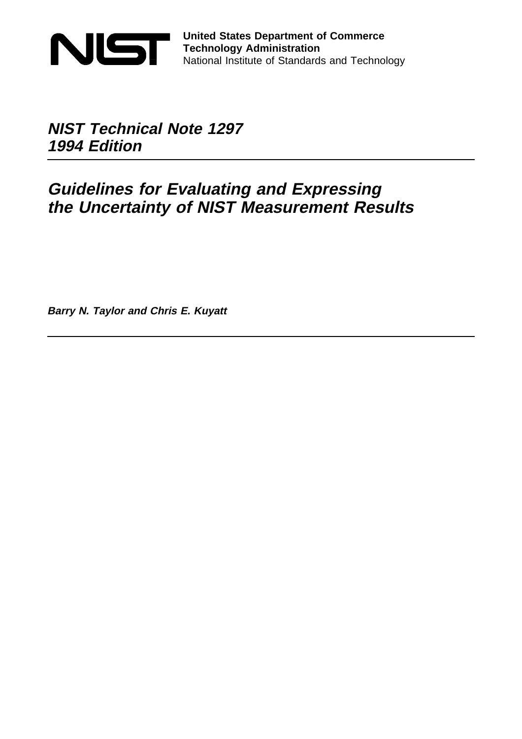NIST

**United States Department of Commerce**
**Technology Administration**
National Institute of Standards and Technology

# *NIST Technical Note 1297*
# *1994 Edition*

---

## *Guidelines for Evaluating and Expressing the Uncertainty of NIST Measurement Results*

***Barry N. Taylor and Chris E. Kuyatt***

---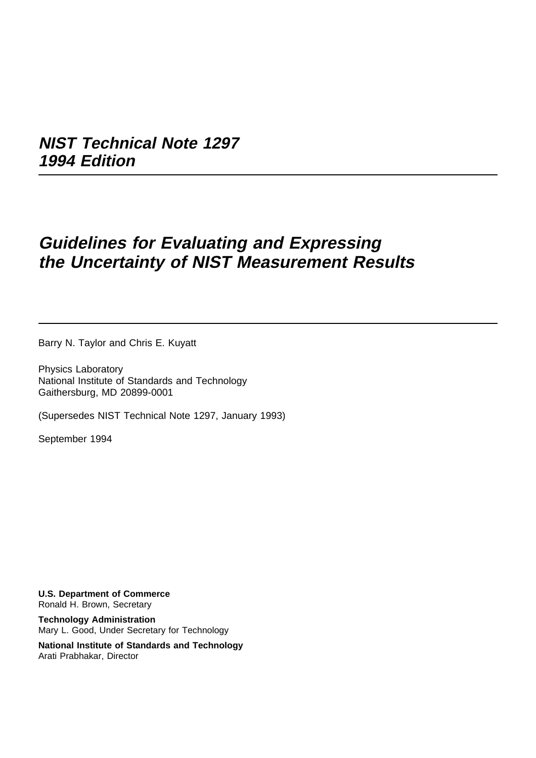# NIST Technical Note 1297
# 1994 Edition

---

# Guidelines for Evaluating and Expressing the Uncertainty of NIST Measurement Results

---

Barry N. Taylor and Chris E. Kuyatt

Physics Laboratory
National Institute of Standards and Technology
Gaithersburg, MD 20899-0001

(Supersedes NIST Technical Note 1297, January 1993)

September 1994

**U.S. Department of Commerce**
Ronald H. Brown, Secretary

**Technology Administration**
Mary L. Good, Under Secretary for Technology

**National Institute of Standards and Technology**
Arati Prabhakar, Director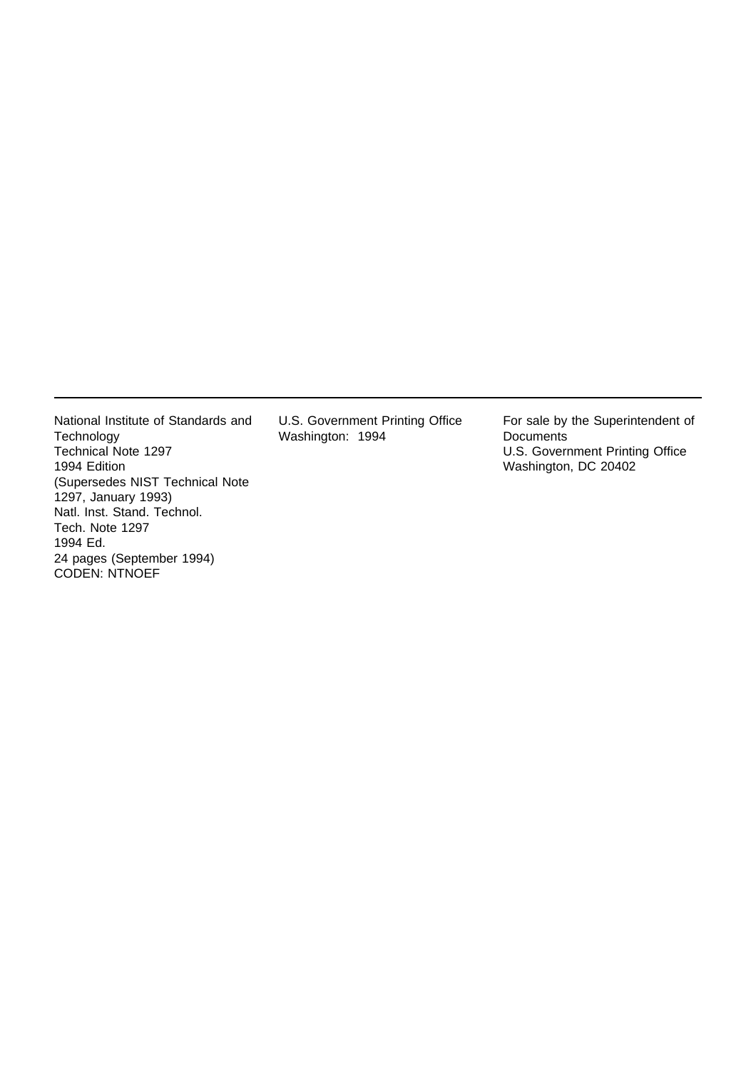---

National Institute of Standards and Technology
Technical Note 1297
1994 Edition
(Supersedes NIST Technical Note 1297, January 1993)
Natl. Inst. Stand. Technol.
Tech. Note 1297
1994 Ed.
24 pages (September 1994)
CODEN: NTNOEF

U.S. Government Printing Office
Washington: 1994

For sale by the Superintendent of Documents
U.S. Government Printing Office
Washington, DC 20402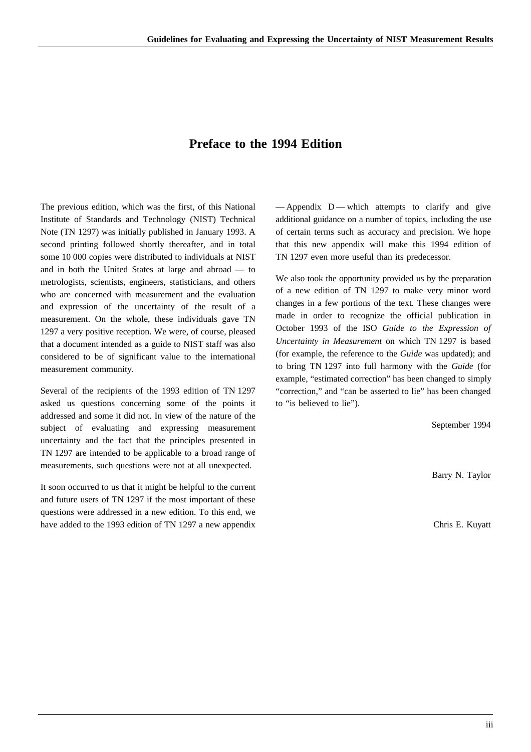# Preface to the 1994 Edition

The previous edition, which was the first, of this National Institute of Standards and Technology (NIST) Technical Note (TN 1297) was initially published in January 1993. A second printing followed shortly thereafter, and in total some 10 000 copies were distributed to individuals at NIST and in both the United States at large and abroad — to metrologists, scientists, engineers, statisticians, and others who are concerned with measurement and the evaluation and expression of the uncertainty of the result of a measurement. On the whole, these individuals gave TN 1297 a very positive reception. We were, of course, pleased that a document intended as a guide to NIST staff was also considered to be of significant value to the international measurement community.

Several of the recipients of the 1993 edition of TN 1297 asked us questions concerning some of the points it addressed and some it did not. In view of the nature of the subject of evaluating and expressing measurement uncertainty and the fact that the principles presented in TN 1297 are intended to be applicable to a broad range of measurements, such questions were not at all unexpected.

It soon occurred to us that it might be helpful to the current and future users of TN 1297 if the most important of these questions were addressed in a new edition. To this end, we have added to the 1993 edition of TN 1297 a new appendix — Appendix D — which attempts to clarify and give additional guidance on a number of topics, including the use of certain terms such as accuracy and precision. We hope that this new appendix will make this 1994 edition of TN 1297 even more useful than its predecessor.

We also took the opportunity provided us by the preparation of a new edition of TN 1297 to make very minor word changes in a few portions of the text. These changes were made in order to recognize the official publication in October 1993 of the ISO *Guide to the Expression of Uncertainty in Measurement* on which TN 1297 is based (for example, the reference to the *Guide* was updated); and to bring TN 1297 into full harmony with the *Guide* (for example, "estimated correction" has been changed to simply "correction," and "can be asserted to lie" has been changed to "is believed to lie").

September 1994

Barry N. Taylor

Chris E. Kuyatt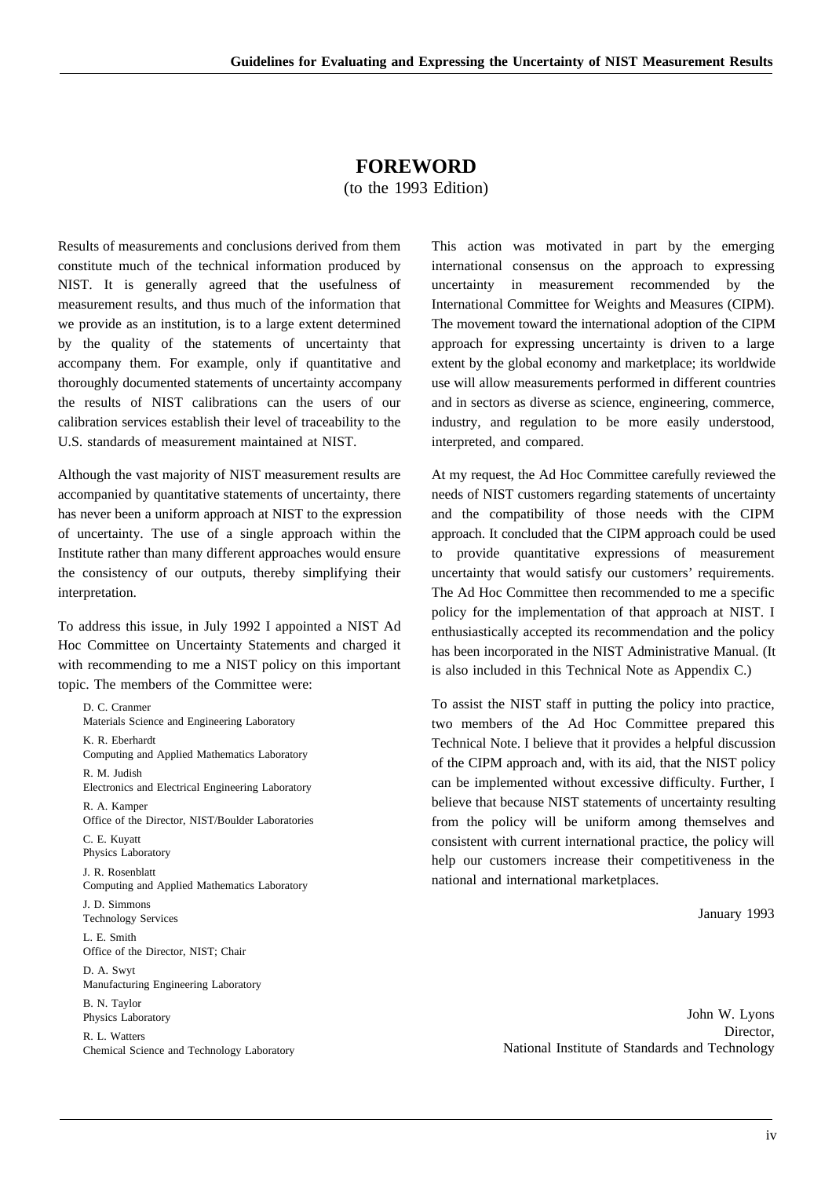# FOREWORD

(to the 1993 Edition)

Results of measurements and conclusions derived from them constitute much of the technical information produced by NIST. It is generally agreed that the usefulness of measurement results, and thus much of the information that we provide as an institution, is to a large extent determined by the quality of the statements of uncertainty that accompany them. For example, only if quantitative and thoroughly documented statements of uncertainty accompany the results of NIST calibrations can the users of our calibration services establish their level of traceability to the U.S. standards of measurement maintained at NIST.

Although the vast majority of NIST measurement results are accompanied by quantitative statements of uncertainty, there has never been a uniform approach at NIST to the expression of uncertainty. The use of a single approach within the Institute rather than many different approaches would ensure the consistency of our outputs, thereby simplifying their interpretation.

To address this issue, in July 1992 I appointed a NIST Ad Hoc Committee on Uncertainty Statements and charged it with recommending to me a NIST policy on this important topic. The members of the Committee were:

D. C. Cranmer
Materials Science and Engineering Laboratory

K. R. Eberhardt
Computing and Applied Mathematics Laboratory

R. M. Judish
Electronics and Electrical Engineering Laboratory

R. A. Kamper
Office of the Director, NIST/Boulder Laboratories

C. E. Kuyatt
Physics Laboratory

J. R. Rosenblatt
Computing and Applied Mathematics Laboratory

J. D. Simmons
Technology Services

L. E. Smith
Office of the Director, NIST; Chair

D. A. Swyt
Manufacturing Engineering Laboratory

B. N. Taylor
Physics Laboratory

R. L. Watters
Chemical Science and Technology Laboratory

This action was motivated in part by the emerging international consensus on the approach to expressing uncertainty in measurement recommended by the International Committee for Weights and Measures (CIPM). The movement toward the international adoption of the CIPM approach for expressing uncertainty is driven to a large extent by the global economy and marketplace; its worldwide use will allow measurements performed in different countries and in sectors as diverse as science, engineering, commerce, industry, and regulation to be more easily understood, interpreted, and compared.

At my request, the Ad Hoc Committee carefully reviewed the needs of NIST customers regarding statements of uncertainty and the compatibility of those needs with the CIPM approach. It concluded that the CIPM approach could be used to provide quantitative expressions of measurement uncertainty that would satisfy our customers' requirements. The Ad Hoc Committee then recommended to me a specific policy for the implementation of that approach at NIST. I enthusiastically accepted its recommendation and the policy has been incorporated in the NIST Administrative Manual. (It is also included in this Technical Note as Appendix C.)

To assist the NIST staff in putting the policy into practice, two members of the Ad Hoc Committee prepared this Technical Note. I believe that it provides a helpful discussion of the CIPM approach and, with its aid, that the NIST policy can be implemented without excessive difficulty. Further, I believe that because NIST statements of uncertainty resulting from the policy will be uniform among themselves and consistent with current international practice, the policy will help our customers increase their competitiveness in the national and international marketplaces.

January 1993

John W. Lyons
Director,
National Institute of Standards and Technology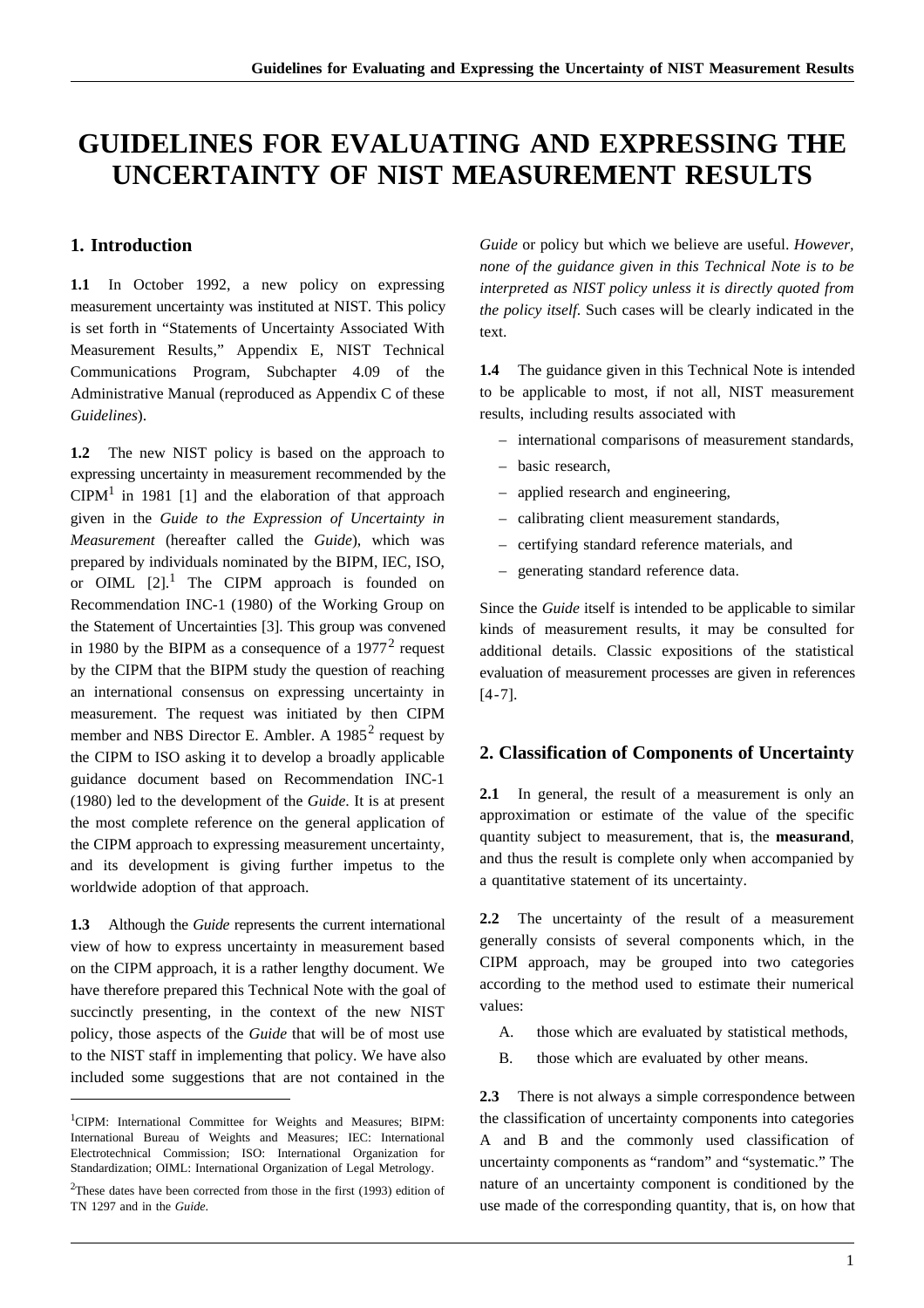# GUIDELINES FOR EVALUATING AND EXPRESSING THE UNCERTAINTY OF NIST MEASUREMENT RESULTS

## 1. Introduction

**1.1** In October 1992, a new policy on expressing measurement uncertainty was instituted at NIST. This policy is set forth in "Statements of Uncertainty Associated With Measurement Results," Appendix E, NIST Technical Communications Program, Subchapter 4.09 of the Administrative Manual (reproduced as Appendix C of these *Guidelines*).

**1.2** The new NIST policy is based on the approach to expressing uncertainty in measurement recommended by the CIPM[1] in 1981 [1] and the elaboration of that approach given in the *Guide to the Expression of Uncertainty in Measurement* (hereafter called the *Guide*), which was prepared by individuals nominated by the BIPM, IEC, ISO, or OIML [2].[1] The CIPM approach is founded on Recommendation INC-1 (1980) of the Working Group on the Statement of Uncertainties [3]. This group was convened in 1980 by the BIPM as a consequence of a 1977[2] request by the CIPM that the BIPM study the question of reaching an international consensus on expressing uncertainty in measurement. The request was initiated by then CIPM member and NBS Director E. Ambler. A 1985[2] request by the CIPM to ISO asking it to develop a broadly applicable guidance document based on Recommendation INC-1 (1980) led to the development of the *Guide*. It is at present the most complete reference on the general application of the CIPM approach to expressing measurement uncertainty, and its development is giving further impetus to the worldwide adoption of that approach.

**1.3** Although the *Guide* represents the current international view of how to express uncertainty in measurement based on the CIPM approach, it is a rather lengthy document. We have therefore prepared this Technical Note with the goal of succinctly presenting, in the context of the new NIST policy, those aspects of the *Guide* that will be of most use to the NIST staff in implementing that policy. We have also included some suggestions that are not contained in the *Guide* or policy but which we believe are useful. *However, none of the guidance given in this Technical Note is to be interpreted as NIST policy unless it is directly quoted from the policy itself.* Such cases will be clearly indicated in the text.

**1.4** The guidance given in this Technical Note is intended to be applicable to most, if not all, NIST measurement results, including results associated with

- international comparisons of measurement standards,
- basic research,
- applied research and engineering,
- calibrating client measurement standards,
- certifying standard reference materials, and
- generating standard reference data.

Since the *Guide* itself is intended to be applicable to similar kinds of measurement results, it may be consulted for additional details. Classic expositions of the statistical evaluation of measurement processes are given in references [4-7].

## 2. Classification of Components of Uncertainty

**2.1** In general, the result of a measurement is only an approximation or estimate of the value of the specific quantity subject to measurement, that is, the **measurand**, and thus the result is complete only when accompanied by a quantitative statement of its uncertainty.

**2.2** The uncertainty of the result of a measurement generally consists of several components which, in the CIPM approach, may be grouped into two categories according to the method used to estimate their numerical values:

A. those which are evaluated by statistical methods,

B. those which are evaluated by other means.

**2.3** There is not always a simple correspondence between the classification of uncertainty components into categories A and B and the commonly used classification of uncertainty components as "random" and "systematic." The nature of an uncertainty component is conditioned by the use made of the corresponding quantity, that is, on how that

---

[1] CIPM: International Committee for Weights and Measures; BIPM: International Bureau of Weights and Measures; IEC: International Electrotechnical Commission; ISO: International Organization for Standardization; OIML: International Organization of Legal Metrology.

[2] These dates have been corrected from those in the first (1993) edition of TN 1297 and in the *Guide*.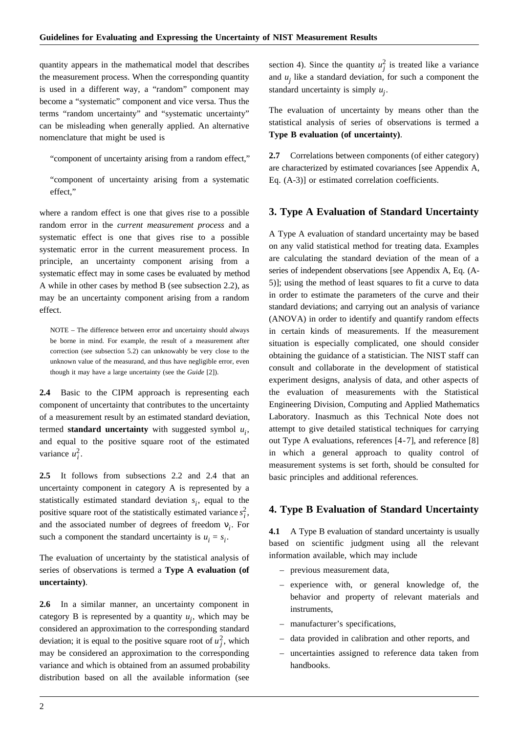quantity appears in the mathematical model that describes the measurement process. When the corresponding quantity is used in a different way, a "random" component may become a "systematic" component and vice versa. Thus the terms "random uncertainty" and "systematic uncertainty" can be misleading when generally applied. An alternative nomenclature that might be used is

"component of uncertainty arising from a random effect,"

"component of uncertainty arising from a systematic effect,"

where a random effect is one that gives rise to a possible random error in the *current measurement process* and a systematic effect is one that gives rise to a possible systematic error in the current measurement process. In principle, an uncertainty component arising from a systematic effect may in some cases be evaluated by method A while in other cases by method B (see subsection 2.2), as may be an uncertainty component arising from a random effect.

NOTE – The difference between error and uncertainty should always be borne in mind. For example, the result of a measurement after correction (see subsection 5.2) can unknowably be very close to the unknown value of the measurand, and thus have negligible error, even though it may have a large uncertainty (see the *Guide* [2]).

**2.4** Basic to the CIPM approach is representing each component of uncertainty that contributes to the uncertainty of a measurement result by an estimated standard deviation, termed **standard uncertainty** with suggested symbol $u_i$, and equal to the positive square root of the estimated variance $u_i^2$.

**2.5** It follows from subsections 2.2 and 2.4 that an uncertainty component in category A is represented by a statistically estimated standard deviation $s_i$, equal to the positive square root of the statistically estimated variance $s_i^2$, and the associated number of degrees of freedom $\nu_i$. For such a component the standard uncertainty is $u_i = s_i$.

The evaluation of uncertainty by the statistical analysis of series of observations is termed a **Type A evaluation (of uncertainty)**.

**2.6** In a similar manner, an uncertainty component in category B is represented by a quantity $u_j$, which may be considered an approximation to the corresponding standard deviation; it is equal to the positive square root of $u_j^2$, which may be considered an approximation to the corresponding variance and which is obtained from an assumed probability distribution based on all the available information (see section 4). Since the quantity $u_j^2$ is treated like a variance and $u_j$ like a standard deviation, for such a component the standard uncertainty is simply $u_j$.

The evaluation of uncertainty by means other than the statistical analysis of series of observations is termed a **Type B evaluation (of uncertainty)**.

**2.7** Correlations between components (of either category) are characterized by estimated covariances [see Appendix A, Eq. (A-3)] or estimated correlation coefficients.

## 3. Type A Evaluation of Standard Uncertainty

A Type A evaluation of standard uncertainty may be based on any valid statistical method for treating data. Examples are calculating the standard deviation of the mean of a series of independent observations [see Appendix A, Eq. (A-5)]; using the method of least squares to fit a curve to data in order to estimate the parameters of the curve and their standard deviations; and carrying out an analysis of variance (ANOVA) in order to identify and quantify random effects in certain kinds of measurements. If the measurement situation is especially complicated, one should consider obtaining the guidance of a statistician. The NIST staff can consult and collaborate in the development of statistical experiment designs, analysis of data, and other aspects of the evaluation of measurements with the Statistical Engineering Division, Computing and Applied Mathematics Laboratory. Inasmuch as this Technical Note does not attempt to give detailed statistical techniques for carrying out Type A evaluations, references [4-7], and reference [8] in which a general approach to quality control of measurement systems is set forth, should be consulted for basic principles and additional references.

## 4. Type B Evaluation of Standard Uncertainty

**4.1** A Type B evaluation of standard uncertainty is usually based on scientific judgment using all the relevant information available, which may include

- previous measurement data,
- experience with, or general knowledge of, the behavior and property of relevant materials and instruments,
- manufacturer's specifications,
- data provided in calibration and other reports, and
- uncertainties assigned to reference data taken from handbooks.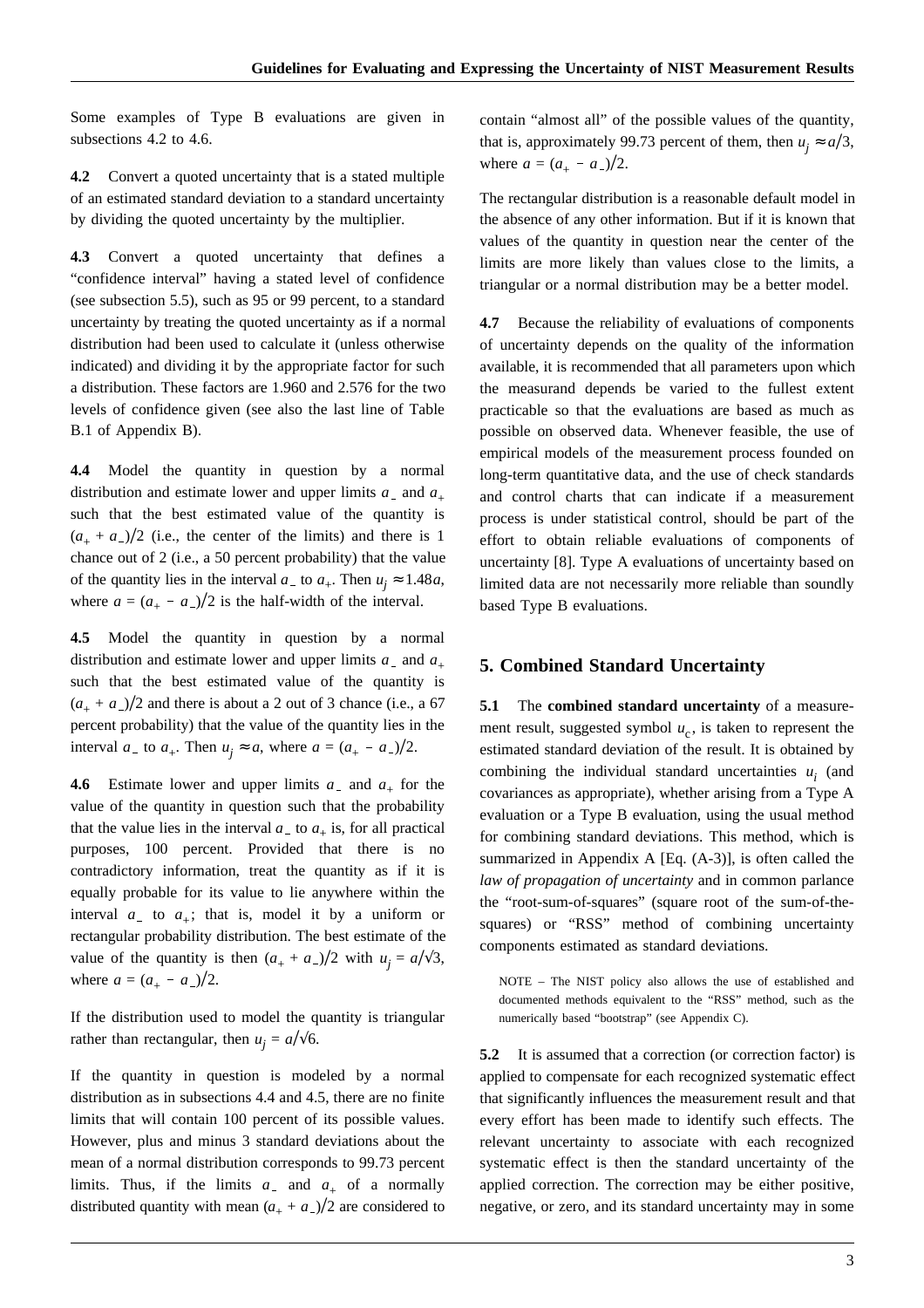Some examples of Type B evaluations are given in subsections 4.2 to 4.6.

**4.2** Convert a quoted uncertainty that is a stated multiple of an estimated standard deviation to a standard uncertainty by dividing the quoted uncertainty by the multiplier.

**4.3** Convert a quoted uncertainty that defines a "confidence interval" having a stated level of confidence (see subsection 5.5), such as 95 or 99 percent, to a standard uncertainty by treating the quoted uncertainty as if a normal distribution had been used to calculate it (unless otherwise indicated) and dividing it by the appropriate factor for such a distribution. These factors are 1.960 and 2.576 for the two levels of confidence given (see also the last line of Table B.1 of Appendix B).

**4.4** Model the quantity in question by a normal distribution and estimate lower and upper limits $a_-$ and $a_+$ such that the best estimated value of the quantity is $(a_+ + a_-)/2$ (i.e., the center of the limits) and there is 1 chance out of 2 (i.e., a 50 percent probability) that the value of the quantity lies in the interval $a_-$ to $a_+$. Then $u_j \approx 1.48a$, where $a = (a_+ - a_-)/2$ is the half-width of the interval.

**4.5** Model the quantity in question by a normal distribution and estimate lower and upper limits $a_-$ and $a_+$ such that the best estimated value of the quantity is $(a_+ + a_-)/2$ and there is about a 2 out of 3 chance (i.e., a 67 percent probability) that the value of the quantity lies in the interval $a_-$ to $a_+$. Then $u_j \approx a$, where $a = (a_+ - a_-)/2$.

**4.6** Estimate lower and upper limits $a_-$ and $a_+$ for the value of the quantity in question such that the probability that the value lies in the interval $a_-$ to $a_+$ is, for all practical purposes, 100 percent. Provided that there is no contradictory information, treat the quantity as if it is equally probable for its value to lie anywhere within the interval $a_-$ to $a_+$; that is, model it by a uniform or rectangular probability distribution. The best estimate of the value of the quantity is then $(a_+ + a_-)/2$ with $u_j = a/\sqrt{3}$, where $a = (a_+ - a_-)/2$.

If the distribution used to model the quantity is triangular rather than rectangular, then $u_j = a/\sqrt{6}$.

If the quantity in question is modeled by a normal distribution as in subsections 4.4 and 4.5, there are no finite limits that will contain 100 percent of its possible values. However, plus and minus 3 standard deviations about the mean of a normal distribution corresponds to 99.73 percent limits. Thus, if the limits $a_-$ and $a_+$ of a normally distributed quantity with mean $(a_+ + a_-)/2$ are considered to contain "almost all" of the possible values of the quantity, that is, approximately 99.73 percent of them, then $u_j \approx a/3$, where $a = (a_+ - a_-)/2$.

The rectangular distribution is a reasonable default model in the absence of any other information. But if it is known that values of the quantity in question near the center of the limits are more likely than values close to the limits, a triangular or a normal distribution may be a better model.

**4.7** Because the reliability of evaluations of components of uncertainty depends on the quality of the information available, it is recommended that all parameters upon which the measurand depends be varied to the fullest extent practicable so that the evaluations are based as much as possible on observed data. Whenever feasible, the use of empirical models of the measurement process founded on long-term quantitative data, and the use of check standards and control charts that can indicate if a measurement process is under statistical control, should be part of the effort to obtain reliable evaluations of components of uncertainty [8]. Type A evaluations of uncertainty based on limited data are not necessarily more reliable than soundly based Type B evaluations.

## 5. Combined Standard Uncertainty

**5.1** The **combined standard uncertainty** of a measurement result, suggested symbol $u_c$, is taken to represent the estimated standard deviation of the result. It is obtained by combining the individual standard uncertainties $u_i$ (and covariances as appropriate), whether arising from a Type A evaluation or a Type B evaluation, using the usual method for combining standard deviations. This method, which is summarized in Appendix A [Eq. (A-3)], is often called the *law of propagation of uncertainty* and in common parlance the "root-sum-of-squares" (square root of the sum-of-the-squares) or "RSS" method of combining uncertainty components estimated as standard deviations.

NOTE – The NIST policy also allows the use of established and documented methods equivalent to the "RSS" method, such as the numerically based "bootstrap" (see Appendix C).

**5.2** It is assumed that a correction (or correction factor) is applied to compensate for each recognized systematic effect that significantly influences the measurement result and that every effort has been made to identify such effects. The relevant uncertainty to associate with each recognized systematic effect is then the standard uncertainty of the applied correction. The correction may be either positive, negative, or zero, and its standard uncertainty may in some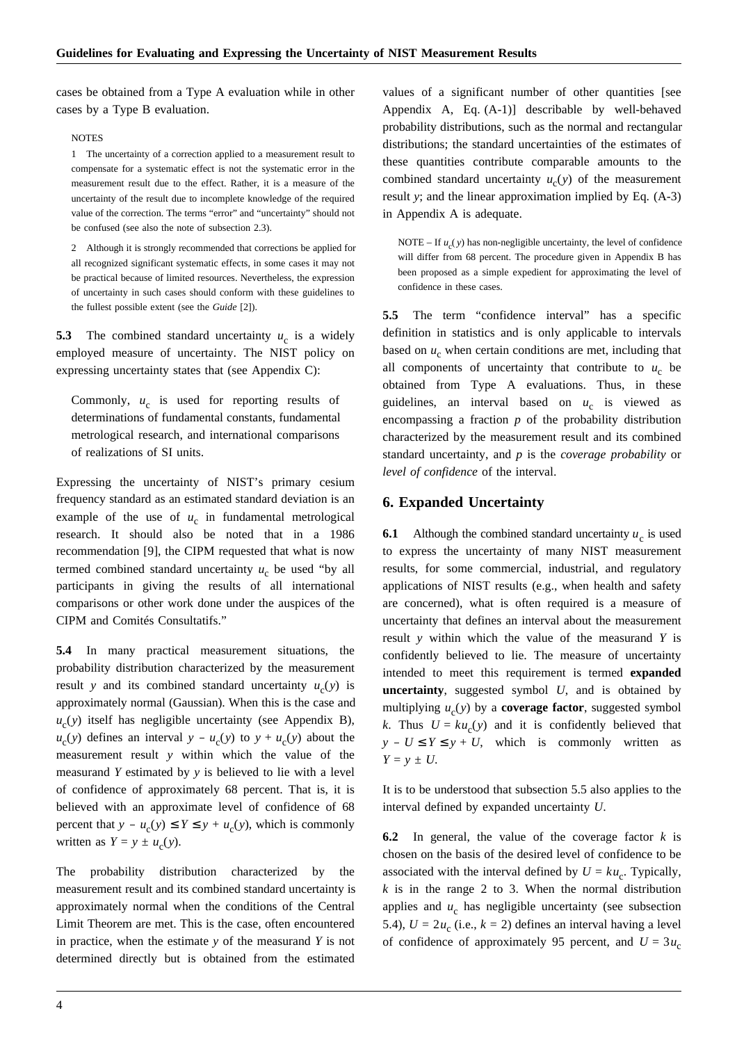cases be obtained from a Type A evaluation while in other cases by a Type B evaluation.

NOTES

1 The uncertainty of a correction applied to a measurement result to compensate for a systematic effect is not the systematic error in the measurement result due to the effect. Rather, it is a measure of the uncertainty of the result due to incomplete knowledge of the required value of the correction. The terms "error" and "uncertainty" should not be confused (see also the note of subsection 2.3).

2 Although it is strongly recommended that corrections be applied for all recognized significant systematic effects, in some cases it may not be practical because of limited resources. Nevertheless, the expression of uncertainty in such cases should conform with these guidelines to the fullest possible extent (see the *Guide* [2]).

**5.3** The combined standard uncertainty $u_c$ is a widely employed measure of uncertainty. The NIST policy on expressing uncertainty states that (see Appendix C):

> Commonly, $u_c$ is used for reporting results of determinations of fundamental constants, fundamental metrological research, and international comparisons of realizations of SI units.

Expressing the uncertainty of NIST's primary cesium frequency standard as an estimated standard deviation is an example of the use of $u_c$ in fundamental metrological research. It should also be noted that in a 1986 recommendation [9], the CIPM requested that what is now termed combined standard uncertainty $u_c$ be used "by all participants in giving the results of all international comparisons or other work done under the auspices of the CIPM and Comités Consultatifs."

**5.4** In many practical measurement situations, the probability distribution characterized by the measurement result $y$ and its combined standard uncertainty $u_c(y)$ is approximately normal (Gaussian). When this is the case and $u_c(y)$ itself has negligible uncertainty (see Appendix B), $u_c(y)$ defines an interval $y - u_c(y)$ to $y + u_c(y)$ about the measurement result $y$ within which the value of the measurand $Y$ estimated by $y$ is believed to lie with a level of confidence of approximately 68 percent. That is, it is believed with an approximate level of confidence of 68 percent that $y - u_c(y) \leq Y \leq y + u_c(y)$, which is commonly written as $Y = y \pm u_c(y)$.

The probability distribution characterized by the measurement result and its combined standard uncertainty is approximately normal when the conditions of the Central Limit Theorem are met. This is the case, often encountered in practice, when the estimate $y$ of the measurand $Y$ is not determined directly but is obtained from the estimated values of a significant number of other quantities [see Appendix A, Eq. (A-1)] describable by well-behaved probability distributions, such as the normal and rectangular distributions; the standard uncertainties of the estimates of these quantities contribute comparable amounts to the combined standard uncertainty $u_c(y)$ of the measurement result $y$; and the linear approximation implied by Eq. (A-3) in Appendix A is adequate.

NOTE – If $u_c(y)$ has non-negligible uncertainty, the level of confidence will differ from 68 percent. The procedure given in Appendix B has been proposed as a simple expedient for approximating the level of confidence in these cases.

**5.5** The term "confidence interval" has a specific definition in statistics and is only applicable to intervals based on $u_c$ when certain conditions are met, including that all components of uncertainty that contribute to $u_c$ be obtained from Type A evaluations. Thus, in these guidelines, an interval based on $u_c$ is viewed as encompassing a fraction $p$ of the probability distribution characterized by the measurement result and its combined standard uncertainty, and $p$ is the *coverage probability* or *level of confidence* of the interval.

## 6. Expanded Uncertainty

**6.1** Although the combined standard uncertainty $u_c$ is used to express the uncertainty of many NIST measurement results, for some commercial, industrial, and regulatory applications of NIST results (e.g., when health and safety are concerned), what is often required is a measure of uncertainty that defines an interval about the measurement result $y$ within which the value of the measurand $Y$ is confidently believed to lie. The measure of uncertainty intended to meet this requirement is termed **expanded uncertainty**, suggested symbol $U$, and is obtained by multiplying $u_c(y)$ by a **coverage factor**, suggested symbol $k$. Thus $U = ku_c(y)$ and it is confidently believed that $y - U \leq Y \leq y + U$, which is commonly written as $Y = y \pm U$.

It is to be understood that subsection 5.5 also applies to the interval defined by expanded uncertainty $U$.

**6.2** In general, the value of the coverage factor $k$ is chosen on the basis of the desired level of confidence to be associated with the interval defined by $U = ku_c$. Typically, $k$ is in the range 2 to 3. When the normal distribution applies and $u_c$ has negligible uncertainty (see subsection 5.4), $U = 2u_c$ (i.e., $k = 2$) defines an interval having a level of confidence of approximately 95 percent, and $U = 3u_c$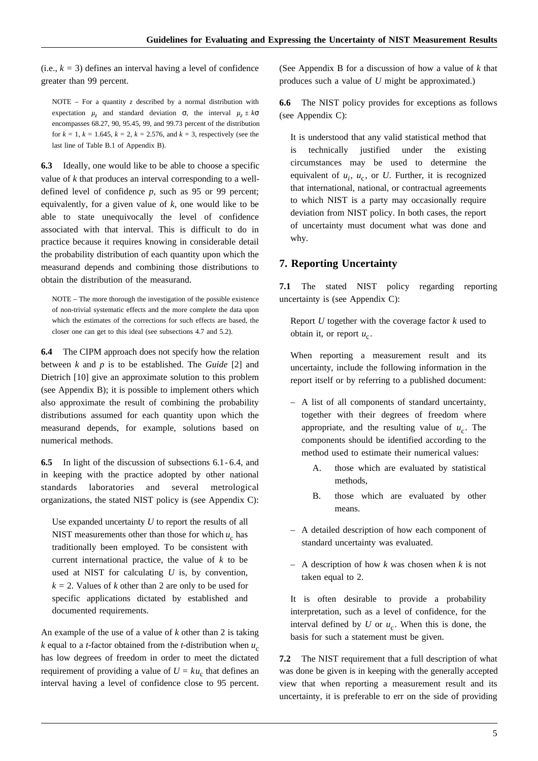(i.e., $k = 3$) defines an interval having a level of confidence greater than 99 percent.

NOTE – For a quantity $z$ described by a normal distribution with expectation $\mu_z$ and standard deviation $\sigma$, the interval $\mu_z \pm k\sigma$ encompasses 68.27, 90, 95.45, 99, and 99.73 percent of the distribution for $k = 1$, $k = 1.645$, $k = 2$, $k = 2.576$, and $k = 3$, respectively (see the last line of Table B.1 of Appendix B).

**6.3** Ideally, one would like to be able to choose a specific value of $k$ that produces an interval corresponding to a well-defined level of confidence $p$, such as 95 or 99 percent; equivalently, for a given value of $k$, one would like to be able to state unequivocally the level of confidence associated with that interval. This is difficult to do in practice because it requires knowing in considerable detail the probability distribution of each quantity upon which the measurand depends and combining those distributions to obtain the distribution of the measurand.

NOTE – The more thorough the investigation of the possible existence of non-trivial systematic effects and the more complete the data upon which the estimates of the corrections for such effects are based, the closer one can get to this ideal (see subsections 4.7 and 5.2).

**6.4** The CIPM approach does not specify how the relation between $k$ and $p$ is to be established. The *Guide* [2] and Dietrich [10] give an approximate solution to this problem (see Appendix B); it is possible to implement others which also approximate the result of combining the probability distributions assumed for each quantity upon which the measurand depends, for example, solutions based on numerical methods.

**6.5** In light of the discussion of subsections 6.1 - 6.4, and in keeping with the practice adopted by other national standards laboratories and several metrological organizations, the stated NIST policy is (see Appendix C):

> Use expanded uncertainty $U$ to report the results of all NIST measurements other than those for which $u_c$ has traditionally been employed. To be consistent with current international practice, the value of $k$ to be used at NIST for calculating $U$ is, by convention, $k = 2$. Values of $k$ other than 2 are only to be used for specific applications dictated by established and documented requirements.

An example of the use of a value of $k$ other than 2 is taking $k$ equal to a $t$-factor obtained from the $t$-distribution when $u_c$ has low degrees of freedom in order to meet the dictated requirement of providing a value of $U = ku_c$ that defines an interval having a level of confidence close to 95 percent. (See Appendix B for a discussion of how a value of $k$ that produces such a value of $U$ might be approximated.)

**6.6** The NIST policy provides for exceptions as follows (see Appendix C):

> It is understood that any valid statistical method that is technically justified under the existing circumstances may be used to determine the equivalent of $u_i$, $u_c$, or $U$. Further, it is recognized that international, national, or contractual agreements to which NIST is a party may occasionally require deviation from NIST policy. In both cases, the report of uncertainty must document what was done and why.

## 7. Reporting Uncertainty

**7.1** The stated NIST policy regarding reporting uncertainty is (see Appendix C):

> Report $U$ together with the coverage factor $k$ used to obtain it, or report $u_c$.
>
> When reporting a measurement result and its uncertainty, include the following information in the report itself or by referring to a published document:
>
> – A list of all components of standard uncertainty, together with their degrees of freedom where appropriate, and the resulting value of $u_c$. The components should be identified according to the method used to estimate their numerical values:
>
> A. those which are evaluated by statistical methods,
>
> B. those which are evaluated by other means.
>
> – A detailed description of how each component of standard uncertainty was evaluated.
>
> – A description of how $k$ was chosen when $k$ is not taken equal to 2.
>
> It is often desirable to provide a probability interpretation, such as a level of confidence, for the interval defined by $U$ or $u_c$. When this is done, the basis for such a statement must be given.

**7.2** The NIST requirement that a full description of what was done be given is in keeping with the generally accepted view that when reporting a measurement result and its uncertainty, it is preferable to err on the side of providing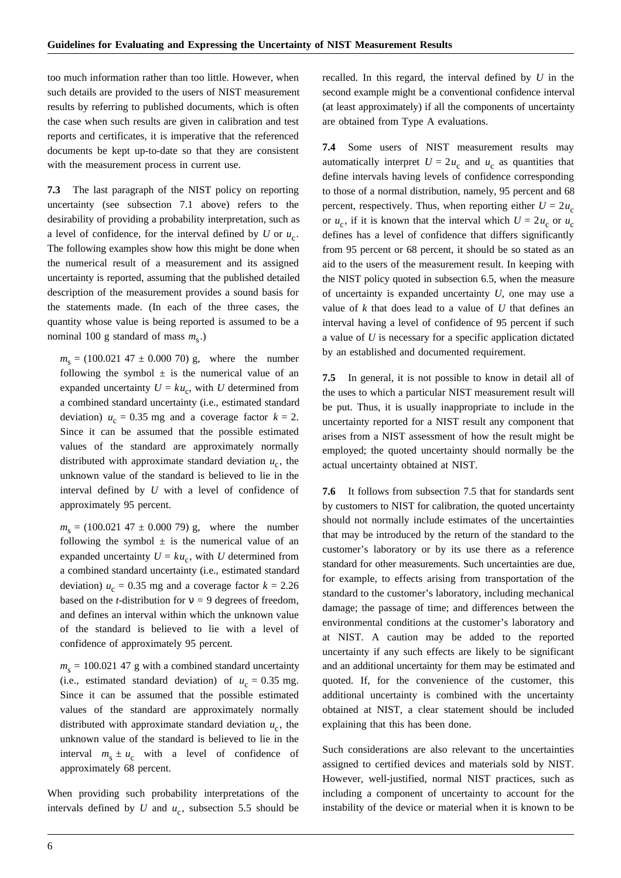too much information rather than too little. However, when such details are provided to the users of NIST measurement results by referring to published documents, which is often the case when such results are given in calibration and test reports and certificates, it is imperative that the referenced documents be kept up-to-date so that they are consistent with the measurement process in current use.

**7.3** The last paragraph of the NIST policy on reporting uncertainty (see subsection 7.1 above) refers to the desirability of providing a probability interpretation, such as a level of confidence, for the interval defined by $U$ or $u_c$. The following examples show how this might be done when the numerical result of a measurement and its assigned uncertainty is reported, assuming that the published detailed description of the measurement provides a sound basis for the statements made. (In each of the three cases, the quantity whose value is being reported is assumed to be a nominal 100 g standard of mass $m_s$.)

> $m_s = (100.021\ 47 \pm 0.000\ 70)$ g, where the number following the symbol $\pm$ is the numerical value of an expanded uncertainty $U = ku_c$, with $U$ determined from a combined standard uncertainty (i.e., estimated standard deviation) $u_c = 0.35$ mg and a coverage factor $k = 2$. Since it can be assumed that the possible estimated values of the standard are approximately normally distributed with approximate standard deviation $u_c$, the unknown value of the standard is believed to lie in the interval defined by $U$ with a level of confidence of approximately 95 percent.

> $m_s = (100.021\ 47 \pm 0.000\ 79)$ g, where the number following the symbol $\pm$ is the numerical value of an expanded uncertainty $U = ku_c$, with $U$ determined from a combined standard uncertainty (i.e., estimated standard deviation) $u_c = 0.35$ mg and a coverage factor $k = 2.26$ based on the $t$-distribution for $\nu = 9$ degrees of freedom, and defines an interval within which the unknown value of the standard is believed to lie with a level of confidence of approximately 95 percent.

> $m_s = 100.021\ 47$ g with a combined standard uncertainty (i.e., estimated standard deviation) of $u_c = 0.35$ mg. Since it can be assumed that the possible estimated values of the standard are approximately normally distributed with approximate standard deviation $u_c$, the unknown value of the standard is believed to lie in the interval $m_s \pm u_c$ with a level of confidence of approximately 68 percent.

When providing such probability interpretations of the intervals defined by $U$ and $u_c$, subsection 5.5 should be recalled. In this regard, the interval defined by $U$ in the second example might be a conventional confidence interval (at least approximately) if all the components of uncertainty are obtained from Type A evaluations.

**7.4** Some users of NIST measurement results may automatically interpret $U = 2u_c$ and $u_c$ as quantities that define intervals having levels of confidence corresponding to those of a normal distribution, namely, 95 percent and 68 percent, respectively. Thus, when reporting either $U = 2u_c$ or $u_c$, if it is known that the interval which $U = 2u_c$ or $u_c$ defines has a level of confidence that differs significantly from 95 percent or 68 percent, it should be so stated as an aid to the users of the measurement result. In keeping with the NIST policy quoted in subsection 6.5, when the measure of uncertainty is expanded uncertainty $U$, one may use a value of $k$ that does lead to a value of $U$ that defines an interval having a level of confidence of 95 percent if such a value of $U$ is necessary for a specific application dictated by an established and documented requirement.

**7.5** In general, it is not possible to know in detail all of the uses to which a particular NIST measurement result will be put. Thus, it is usually inappropriate to include in the uncertainty reported for a NIST result any component that arises from a NIST assessment of how the result might be employed; the quoted uncertainty should normally be the actual uncertainty obtained at NIST.

**7.6** It follows from subsection 7.5 that for standards sent by customers to NIST for calibration, the quoted uncertainty should not normally include estimates of the uncertainties that may be introduced by the return of the standard to the customer's laboratory or by its use there as a reference standard for other measurements. Such uncertainties are due, for example, to effects arising from transportation of the standard to the customer's laboratory, including mechanical damage; the passage of time; and differences between the environmental conditions at the customer's laboratory and at NIST. A caution may be added to the reported uncertainty if any such effects are likely to be significant and an additional uncertainty for them may be estimated and quoted. If, for the convenience of the customer, this additional uncertainty is combined with the uncertainty obtained at NIST, a clear statement should be included explaining that this has been done.

Such considerations are also relevant to the uncertainties assigned to certified devices and materials sold by NIST. However, well-justified, normal NIST practices, such as including a component of uncertainty to account for the instability of the device or material when it is known to be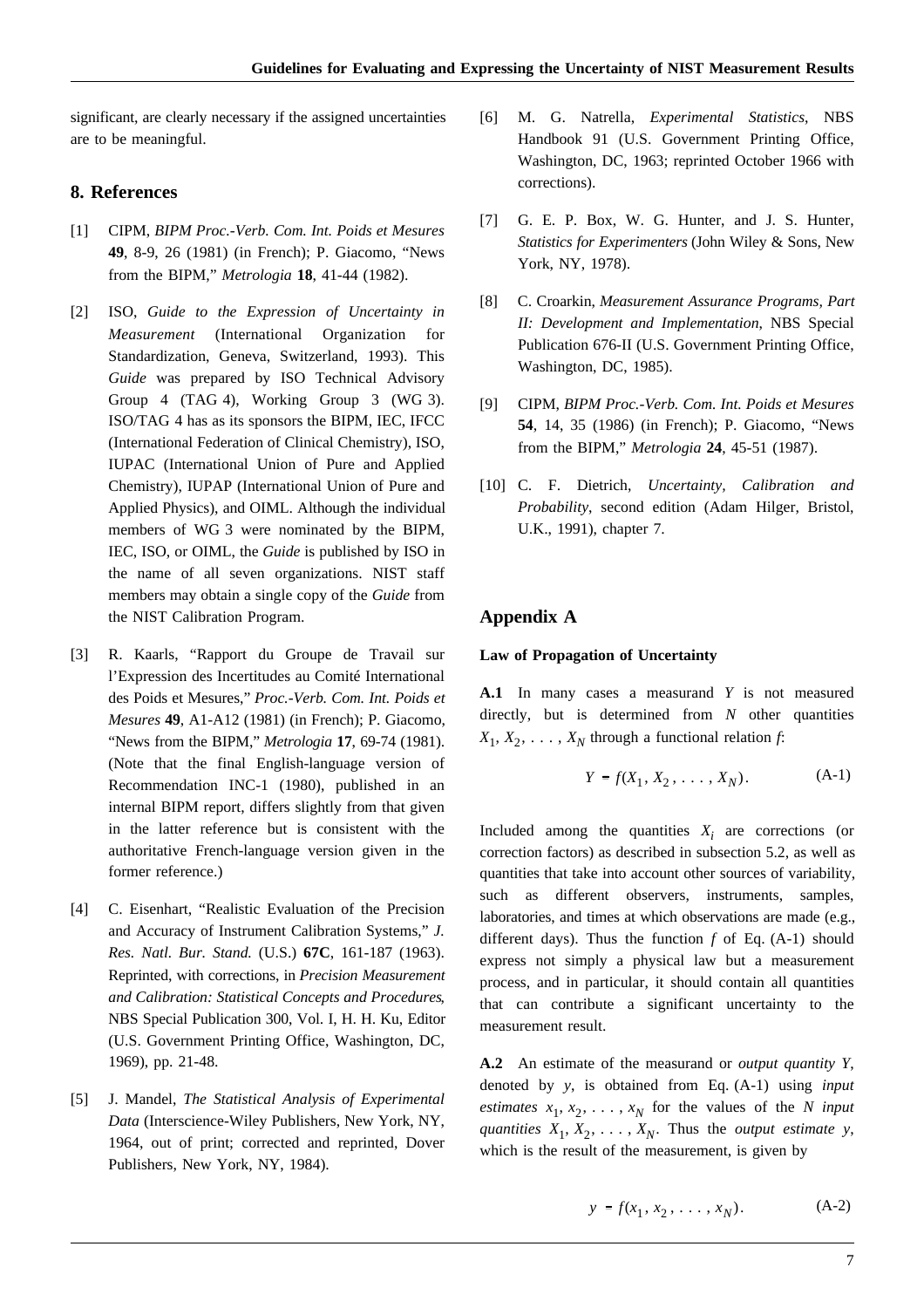significant, are clearly necessary if the assigned uncertainties are to be meaningful.

## 8. References

[1] CIPM, *BIPM Proc.-Verb. Com. Int. Poids et Mesures* **49**, 8-9, 26 (1981) (in French); P. Giacomo, "News from the BIPM," *Metrologia* **18**, 41-44 (1982).

[2] ISO, *Guide to the Expression of Uncertainty in Measurement* (International Organization for Standardization, Geneva, Switzerland, 1993). This *Guide* was prepared by ISO Technical Advisory Group 4 (TAG 4), Working Group 3 (WG 3). ISO/TAG 4 has as its sponsors the BIPM, IEC, IFCC (International Federation of Clinical Chemistry), ISO, IUPAC (International Union of Pure and Applied Chemistry), IUPAP (International Union of Pure and Applied Physics), and OIML. Although the individual members of WG 3 were nominated by the BIPM, IEC, ISO, or OIML, the *Guide* is published by ISO in the name of all seven organizations. NIST staff members may obtain a single copy of the *Guide* from the NIST Calibration Program.

[3] R. Kaarls, "Rapport du Groupe de Travail sur l'Expression des Incertitudes au Comité International des Poids et Mesures," *Proc.-Verb. Com. Int. Poids et Mesures* **49**, A1-A12 (1981) (in French); P. Giacomo, "News from the BIPM," *Metrologia* **17**, 69-74 (1981). (Note that the final English-language version of Recommendation INC-1 (1980), published in an internal BIPM report, differs slightly from that given in the latter reference but is consistent with the authoritative French-language version given in the former reference.)

[4] C. Eisenhart, "Realistic Evaluation of the Precision and Accuracy of Instrument Calibration Systems," *J. Res. Natl. Bur. Stand.* (U.S.) **67C**, 161-187 (1963). Reprinted, with corrections, in *Precision Measurement and Calibration: Statistical Concepts and Procedures*, NBS Special Publication 300, Vol. I, H. H. Ku, Editor (U.S. Government Printing Office, Washington, DC, 1969), pp. 21-48.

[5] J. Mandel, *The Statistical Analysis of Experimental Data* (Interscience-Wiley Publishers, New York, NY, 1964, out of print; corrected and reprinted, Dover Publishers, New York, NY, 1984).

[6] M. G. Natrella, *Experimental Statistics*, NBS Handbook 91 (U.S. Government Printing Office, Washington, DC, 1963; reprinted October 1966 with corrections).

[7] G. E. P. Box, W. G. Hunter, and J. S. Hunter, *Statistics for Experimenters* (John Wiley & Sons, New York, NY, 1978).

[8] C. Croarkin, *Measurement Assurance Programs, Part II: Development and Implementation*, NBS Special Publication 676-II (U.S. Government Printing Office, Washington, DC, 1985).

[9] CIPM, *BIPM Proc.-Verb. Com. Int. Poids et Mesures* **54**, 14, 35 (1986) (in French); P. Giacomo, "News from the BIPM," *Metrologia* **24**, 45-51 (1987).

[10] C. F. Dietrich, *Uncertainty, Calibration and Probability*, second edition (Adam Hilger, Bristol, U.K., 1991), chapter 7.

## Appendix A

### Law of Propagation of Uncertainty

**A.1** In many cases a measurand $Y$ is not measured directly, but is determined from $N$ other quantities $X_1, X_2, \ldots, X_N$ through a functional relation $f$:

$$Y = f(X_1, X_2, \ldots, X_N). \qquad \text{(A-1)}$$

Included among the quantities $X_i$ are corrections (or correction factors) as described in subsection 5.2, as well as quantities that take into account other sources of variability, such as different observers, instruments, samples, laboratories, and times at which observations are made (e.g., different days). Thus the function $f$ of Eq. (A-1) should express not simply a physical law but a measurement process, and in particular, it should contain all quantities that can contribute a significant uncertainty to the measurement result.

**A.2** An estimate of the measurand or *output quantity* $Y$, denoted by $y$, is obtained from Eq. (A-1) using *input estimates* $x_1, x_2, \ldots, x_N$ for the values of the $N$ *input quantities* $X_1, X_2, \ldots, X_N$. Thus the *output estimate* $y$, which is the result of the measurement, is given by

$$y = f(x_1, x_2, \ldots, x_N). \qquad \text{(A-2)}$$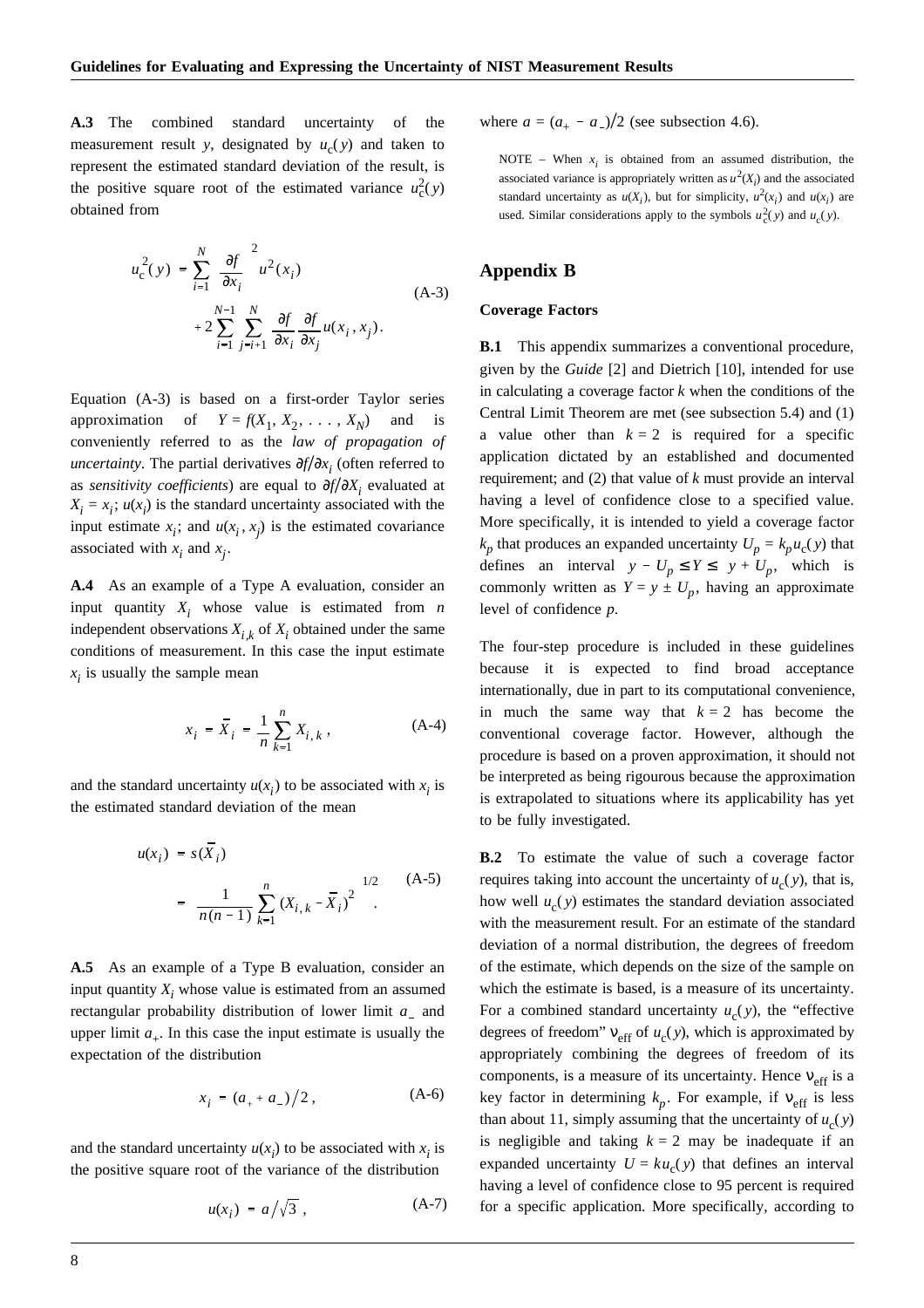**A.3** The combined standard uncertainty of the measurement result $y$, designated by $u_c(y)$ and taken to represent the estimated standard deviation of the result, is the positive square root of the estimated variance $u_c^2(y)$ obtained from

$$u_c^2(y) = \sum_{i=1}^{N} \left( \frac{\partial f}{\partial x_i} \right)^2 u^2(x_i) + 2 \sum_{i=1}^{N-1} \sum_{j=i+1}^{N} \frac{\partial f}{\partial x_i} \frac{\partial f}{\partial x_j} u(x_i, x_j) . \tag{A-3}$$

Equation (A-3) is based on a first-order Taylor series approximation of $Y = f(X_1, X_2, \ldots, X_N)$ and is conveniently referred to as the *law of propagation of uncertainty*. The partial derivatives $\partial f / \partial x_i$ (often referred to as *sensitivity coefficients*) are equal to $\partial f / \partial X_i$ evaluated at $X_i = x_i$; $u(x_i)$ is the standard uncertainty associated with the input estimate $x_i$; and $u(x_i, x_j)$ is the estimated covariance associated with $x_i$ and $x_j$.

**A.4** As an example of a Type A evaluation, consider an input quantity $X_i$ whose value is estimated from $n$ independent observations $X_{i,k}$ of $X_i$ obtained under the same conditions of measurement. In this case the input estimate $x_i$ is usually the sample mean

$$x_i = \overline{X}_i = \frac{1}{n} \sum_{k=1}^{n} X_{i,k} , \tag{A-4}$$

and the standard uncertainty $u(x_i)$ to be associated with $x_i$ is the estimated standard deviation of the mean

$$u(x_i) = s(\overline{X}_i) = \left( \frac{1}{n(n-1)} \sum_{k=1}^{n} (X_{i,k} - \overline{X}_i)^2 \right)^{1/2} . \tag{A-5}$$

**A.5** As an example of a Type B evaluation, consider an input quantity $X_i$ whose value is estimated from an assumed rectangular probability distribution of lower limit $a_-$ and upper limit $a_+$. In this case the input estimate is usually the expectation of the distribution

$$x_i = (a_+ + a_-) / 2 , \tag{A-6}$$

and the standard uncertainty $u(x_i)$ to be associated with $x_i$ is the positive square root of the variance of the distribution

$$u(x_i) = a / \sqrt{3} , \tag{A-7}$$

where $a = (a_+ - a_-)/2$ (see subsection 4.6).

NOTE – When $x_i$ is obtained from an assumed distribution, the associated variance is appropriately written as $u^2(X_i)$ and the associated standard uncertainty as $u(X_i)$, but for simplicity, $u^2(x_i)$ and $u(x_i)$ are used. Similar considerations apply to the symbols $u_c^2(y)$ and $u_c(y)$.

## Appendix B

### Coverage Factors

**B.1** This appendix summarizes a conventional procedure, given by the *Guide* [2] and Dietrich [10], intended for use in calculating a coverage factor $k$ when the conditions of the Central Limit Theorem are met (see subsection 5.4) and (1) a value other than $k = 2$ is required for a specific application dictated by an established and documented requirement; and (2) that value of $k$ must provide an interval having a level of confidence close to a specified value. More specifically, it is intended to yield a coverage factor $k_p$ that produces an expanded uncertainty $U_p = k_p u_c(y)$ that defines an interval $y - U_p \leq Y \leq y + U_p$, which is commonly written as $Y = y \pm U_p$, having an approximate level of confidence $p$.

The four-step procedure is included in these guidelines because it is expected to find broad acceptance internationally, due in part to its computational convenience, in much the same way that $k = 2$ has become the conventional coverage factor. However, although the procedure is based on a proven approximation, it should not be interpreted as being rigourous because the approximation is extrapolated to situations where its applicability has yet to be fully investigated.

**B.2** To estimate the value of such a coverage factor requires taking into account the uncertainty of $u_c(y)$, that is, how well $u_c(y)$ estimates the standard deviation associated with the measurement result. For an estimate of the standard deviation of a normal distribution, the degrees of freedom of the estimate, which depends on the size of the sample on which the estimate is based, is a measure of its uncertainty. For a combined standard uncertainty $u_c(y)$, the "effective degrees of freedom" $\nu_{\text{eff}}$ of $u_c(y)$, which is approximated by appropriately combining the degrees of freedom of its components, is a measure of its uncertainty. Hence $\nu_{\text{eff}}$ is a key factor in determining $k_p$. For example, if $\nu_{\text{eff}}$ is less than about 11, simply assuming that the uncertainty of $u_c(y)$ is negligible and taking $k = 2$ may be inadequate if an expanded uncertainty $U = k u_c(y)$ that defines an interval having a level of confidence close to 95 percent is required for a specific application. More specifically, according to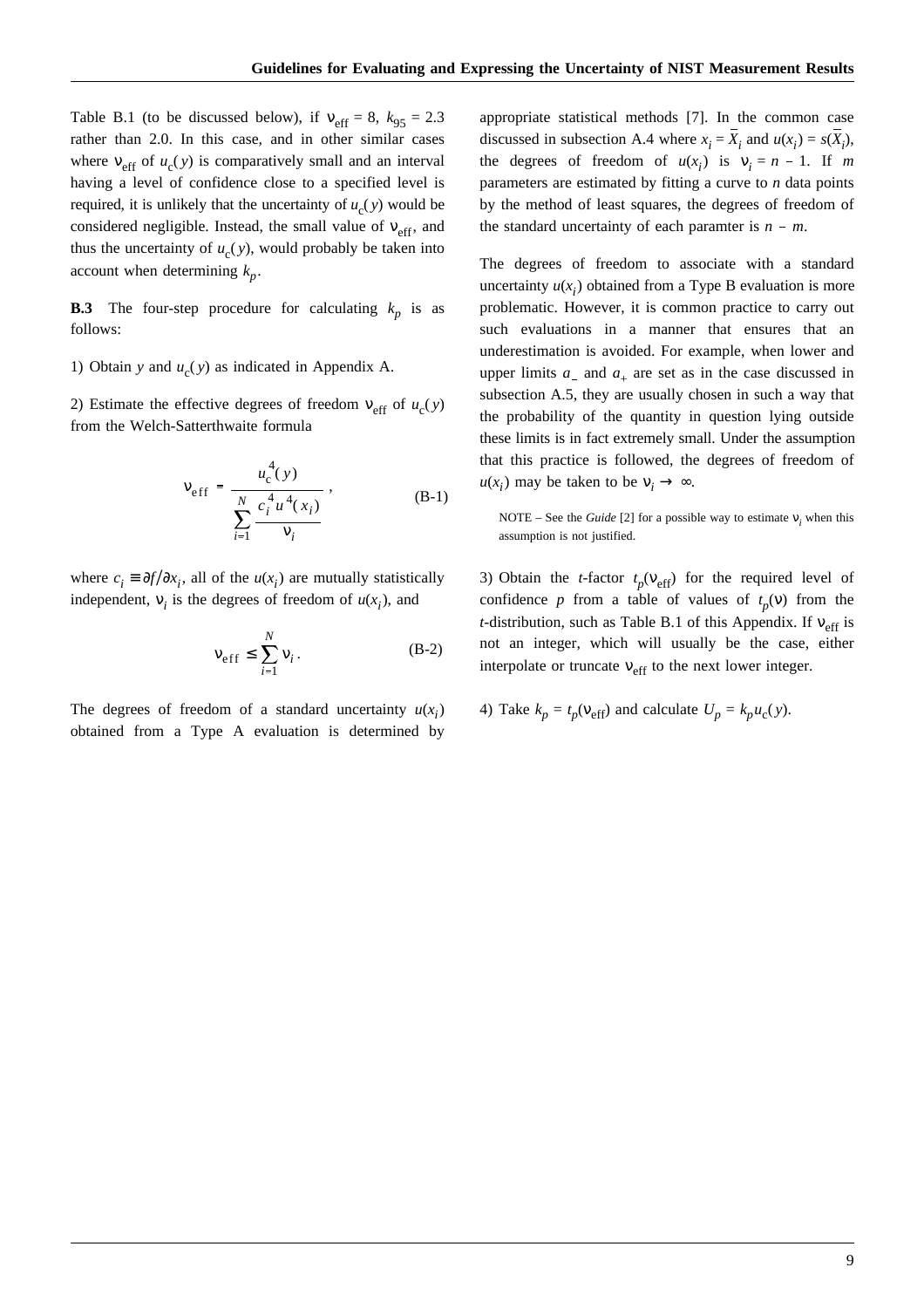Table B.1 (to be discussed below), if $\nu_{\text{eff}} = 8$, $k_{95} = 2.3$ rather than 2.0. In this case, and in other similar cases where $\nu_{\text{eff}}$ of $u_c(y)$ is comparatively small and an interval having a level of confidence close to a specified level is required, it is unlikely that the uncertainty of $u_c(y)$ would be considered negligible. Instead, the small value of $\nu_{\text{eff}}$, and thus the uncertainty of $u_c(y)$, would probably be taken into account when determining $k_p$.

**B.3** The four-step procedure for calculating $k_p$ is as follows:

1) Obtain $y$ and $u_c(y)$ as indicated in Appendix A.

2) Estimate the effective degrees of freedom $\nu_{\text{eff}}$ of $u_c(y)$ from the Welch-Satterthwaite formula

$$\nu_{\text{eff}} = \frac{u_c^4(y)}{\displaystyle\sum_{i=1}^{N} \frac{c_i^4 u^4(x_i)}{\nu_i}} \, , \qquad \text{(B-1)}$$

where $c_i \equiv \partial f / \partial x_i$, all of the $u(x_i)$ are mutually statistically independent, $\nu_i$ is the degrees of freedom of $u(x_i)$, and

$$\nu_{\text{eff}} \leq \sum_{i=1}^{N} \nu_i \, . \qquad \text{(B-2)}$$

The degrees of freedom of a standard uncertainty $u(x_i)$ obtained from a Type A evaluation is determined by appropriate statistical methods [7]. In the common case discussed in subsection A.4 where $x_i = \overline{X}_i$ and $u(x_i) = s(\overline{X}_i)$, the degrees of freedom of $u(x_i)$ is $\nu_i = n - 1$. If $m$ parameters are estimated by fitting a curve to $n$ data points by the method of least squares, the degrees of freedom of the standard uncertainty of each paramter is $n - m$.

The degrees of freedom to associate with a standard uncertainty $u(x_i)$ obtained from a Type B evaluation is more problematic. However, it is common practice to carry out such evaluations in a manner that ensures that an underestimation is avoided. For example, when lower and upper limits $a_-$ and $a_+$ are set as in the case discussed in subsection A.5, they are usually chosen in such a way that the probability of the quantity in question lying outside these limits is in fact extremely small. Under the assumption that this practice is followed, the degrees of freedom of $u(x_i)$ may be taken to be $\nu_i \to \infty$.

NOTE – See the *Guide* [2] for a possible way to estimate $\nu_i$ when this assumption is not justified.

3) Obtain the $t$-factor $t_p(\nu_{\text{eff}})$ for the required level of confidence $p$ from a table of values of $t_p(\nu)$ from the $t$-distribution, such as Table B.1 of this Appendix. If $\nu_{\text{eff}}$ is not an integer, which will usually be the case, either interpolate or truncate $\nu_{\text{eff}}$ to the next lower integer.

4) Take $k_p = t_p(\nu_{\text{eff}})$ and calculate $U_p = k_p u_c(y)$.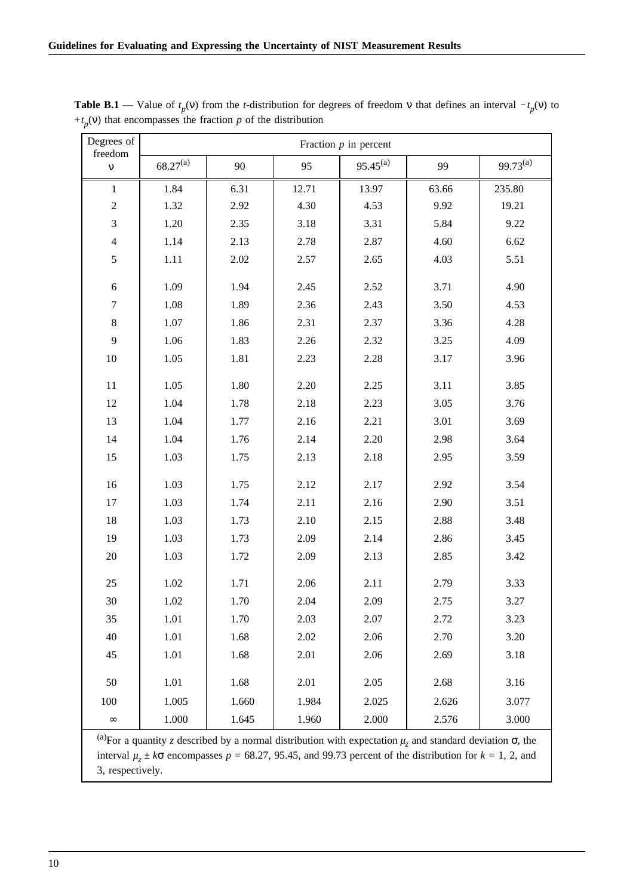**Table B.1** — Value of $t_p(\nu)$ from the $t$-distribution for degrees of freedom $\nu$ that defines an interval $-t_p(\nu)$ to $+t_p(\nu)$ that encompasses the fraction $p$ of the distribution

| Degrees of freedom | Fraction $p$ in percent | | | | | |
|---|---|---|---|---|---|---|
| $\nu$ | 68.27[a] | 90 | 95 | 95.45[a] | 99 | 99.73[a] |
| 1 | 1.84 | 6.31 | 12.71 | 13.97 | 63.66 | 235.80 |
| 2 | 1.32 | 2.92 | 4.30 | 4.53 | 9.92 | 19.21 |
| 3 | 1.20 | 2.35 | 3.18 | 3.31 | 5.84 | 9.22 |
| 4 | 1.14 | 2.13 | 2.78 | 2.87 | 4.60 | 6.62 |
| 5 | 1.11 | 2.02 | 2.57 | 2.65 | 4.03 | 5.51 |
| 6 | 1.09 | 1.94 | 2.45 | 2.52 | 3.71 | 4.90 |
| 7 | 1.08 | 1.89 | 2.36 | 2.43 | 3.50 | 4.53 |
| 8 | 1.07 | 1.86 | 2.31 | 2.37 | 3.36 | 4.28 |
| 9 | 1.06 | 1.83 | 2.26 | 2.32 | 3.25 | 4.09 |
| 10 | 1.05 | 1.81 | 2.23 | 2.28 | 3.17 | 3.96 |
| 11 | 1.05 | 1.80 | 2.20 | 2.25 | 3.11 | 3.85 |
| 12 | 1.04 | 1.78 | 2.18 | 2.23 | 3.05 | 3.76 |
| 13 | 1.04 | 1.77 | 2.16 | 2.21 | 3.01 | 3.69 |
| 14 | 1.04 | 1.76 | 2.14 | 2.20 | 2.98 | 3.64 |
| 15 | 1.03 | 1.75 | 2.13 | 2.18 | 2.95 | 3.59 |
| 16 | 1.03 | 1.75 | 2.12 | 2.17 | 2.92 | 3.54 |
| 17 | 1.03 | 1.74 | 2.11 | 2.16 | 2.90 | 3.51 |
| 18 | 1.03 | 1.73 | 2.10 | 2.15 | 2.88 | 3.48 |
| 19 | 1.03 | 1.73 | 2.09 | 2.14 | 2.86 | 3.45 |
| 20 | 1.03 | 1.72 | 2.09 | 2.13 | 2.85 | 3.42 |
| 25 | 1.02 | 1.71 | 2.06 | 2.11 | 2.79 | 3.33 |
| 30 | 1.02 | 1.70 | 2.04 | 2.09 | 2.75 | 3.27 |
| 35 | 1.01 | 1.70 | 2.03 | 2.07 | 2.72 | 3.23 |
| 40 | 1.01 | 1.68 | 2.02 | 2.06 | 2.70 | 3.20 |
| 45 | 1.01 | 1.68 | 2.01 | 2.06 | 2.69 | 3.18 |
| 50 | 1.01 | 1.68 | 2.01 | 2.05 | 2.68 | 3.16 |
| 100 | 1.005 | 1.660 | 1.984 | 2.025 | 2.626 | 3.077 |
| $\infty$ | 1.000 | 1.645 | 1.960 | 2.000 | 2.576 | 3.000 |

[a] For a quantity $z$ described by a normal distribution with expectation $\mu_z$ and standard deviation $\sigma$, the interval $\mu_z \pm k\sigma$ encompasses $p$ = 68.27, 95.45, and 99.73 percent of the distribution for $k$ = 1, 2, and 3, respectively.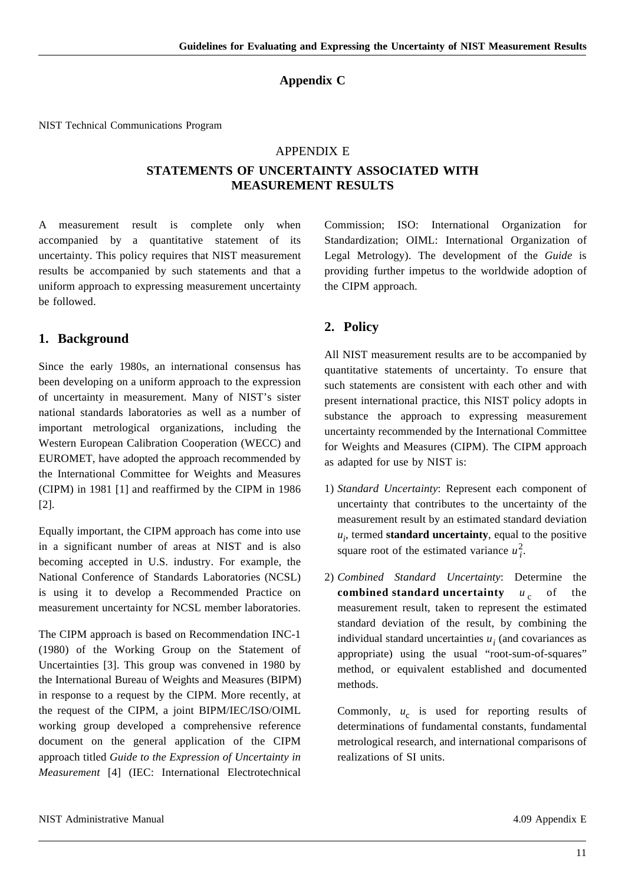## Appendix C

NIST Technical Communications Program

APPENDIX E

### STATEMENTS OF UNCERTAINTY ASSOCIATED WITH MEASUREMENT RESULTS

A measurement result is complete only when accompanied by a quantitative statement of its uncertainty. This policy requires that NIST measurement results be accompanied by such statements and that a uniform approach to expressing measurement uncertainty be followed.

### 1. Background

Since the early 1980s, an international consensus has been developing on a uniform approach to the expression of uncertainty in measurement. Many of NIST's sister national standards laboratories as well as a number of important metrological organizations, including the Western European Calibration Cooperation (WECC) and EUROMET, have adopted the approach recommended by the International Committee for Weights and Measures (CIPM) in 1981 [1] and reaffirmed by the CIPM in 1986 [2].

Equally important, the CIPM approach has come into use in a significant number of areas at NIST and is also becoming accepted in U.S. industry. For example, the National Conference of Standards Laboratories (NCSL) is using it to develop a Recommended Practice on measurement uncertainty for NCSL member laboratories.

The CIPM approach is based on Recommendation INC-1 (1980) of the Working Group on the Statement of Uncertainties [3]. This group was convened in 1980 by the International Bureau of Weights and Measures (BIPM) in response to a request by the CIPM. More recently, at the request of the CIPM, a joint BIPM/IEC/ISO/OIML working group developed a comprehensive reference document on the general application of the CIPM approach titled *Guide to the Expression of Uncertainty in Measurement* [4] (IEC: International Electrotechnical Commission; ISO: International Organization for Standardization; OIML: International Organization of Legal Metrology). The development of the *Guide* is providing further impetus to the worldwide adoption of the CIPM approach.

### 2. Policy

All NIST measurement results are to be accompanied by quantitative statements of uncertainty. To ensure that such statements are consistent with each other and with present international practice, this NIST policy adopts in substance the approach to expressing measurement uncertainty recommended by the International Committee for Weights and Measures (CIPM). The CIPM approach as adapted for use by NIST is:

1) *Standard Uncertainty*: Represent each component of uncertainty that contributes to the uncertainty of the measurement result by an estimated standard deviation $u_i$, termed **standard uncertainty**, equal to the positive square root of the estimated variance $u_i^2$.

2) *Combined Standard Uncertainty*: Determine the **combined standard uncertainty** $u_c$ of the measurement result, taken to represent the estimated standard deviation of the result, by combining the individual standard uncertainties $u_i$ (and covariances as appropriate) using the usual "root-sum-of-squares" method, or equivalent established and documented methods.

   Commonly, $u_c$ is used for reporting results of determinations of fundamental constants, fundamental metrological research, and international comparisons of realizations of SI units.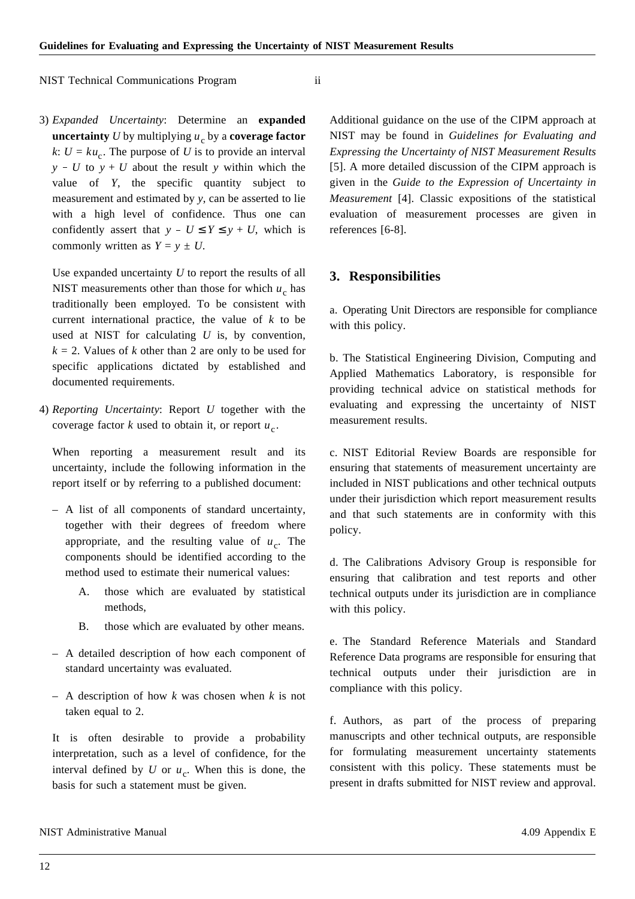3) *Expanded Uncertainty*: Determine an **expanded uncertainty** $U$ by multiplying $u_c$ by a **coverage factor** $k$: $U = ku_c$. The purpose of $U$ is to provide an interval $y - U$ to $y + U$ about the result $y$ within which the value of $Y$, the specific quantity subject to measurement and estimated by $y$, can be asserted to lie with a high level of confidence. Thus one can confidently assert that $y - U \leq Y \leq y + U$, which is commonly written as $Y = y \pm U$.

   Use expanded uncertainty $U$ to report the results of all NIST measurements other than those for which $u_c$ has traditionally been employed. To be consistent with current international practice, the value of $k$ to be used at NIST for calculating $U$ is, by convention, $k = 2$. Values of $k$ other than 2 are only to be used for specific applications dictated by established and documented requirements.

4) *Reporting Uncertainty*: Report $U$ together with the coverage factor $k$ used to obtain it, or report $u_c$.

   When reporting a measurement result and its uncertainty, include the following information in the report itself or by referring to a published document:

   – A list of all components of standard uncertainty, together with their degrees of freedom where appropriate, and the resulting value of $u_c$. The components should be identified according to the method used to estimate their numerical values:

      A. those which are evaluated by statistical methods,

      B. those which are evaluated by other means.

   – A detailed description of how each component of standard uncertainty was evaluated.

   – A description of how $k$ was chosen when $k$ is not taken equal to 2.

   It is often desirable to provide a probability interpretation, such as a level of confidence, for the interval defined by $U$ or $u_c$. When this is done, the basis for such a statement must be given.

Additional guidance on the use of the CIPM approach at NIST may be found in *Guidelines for Evaluating and Expressing the Uncertainty of NIST Measurement Results* [5]. A more detailed discussion of the CIPM approach is given in the *Guide to the Expression of Uncertainty in Measurement* [4]. Classic expositions of the statistical evaluation of measurement processes are given in references [6-8].

## 3. Responsibilities

a. Operating Unit Directors are responsible for compliance with this policy.

b. The Statistical Engineering Division, Computing and Applied Mathematics Laboratory, is responsible for providing technical advice on statistical methods for evaluating and expressing the uncertainty of NIST measurement results.

c. NIST Editorial Review Boards are responsible for ensuring that statements of measurement uncertainty are included in NIST publications and other technical outputs under their jurisdiction which report measurement results and that such statements are in conformity with this policy.

d. The Calibrations Advisory Group is responsible for ensuring that calibration and test reports and other technical outputs under its jurisdiction are in compliance with this policy.

e. The Standard Reference Materials and Standard Reference Data programs are responsible for ensuring that technical outputs under their jurisdiction are in compliance with this policy.

f. Authors, as part of the process of preparing manuscripts and other technical outputs, are responsible for formulating measurement uncertainty statements consistent with this policy. These statements must be present in drafts submitted for NIST review and approval.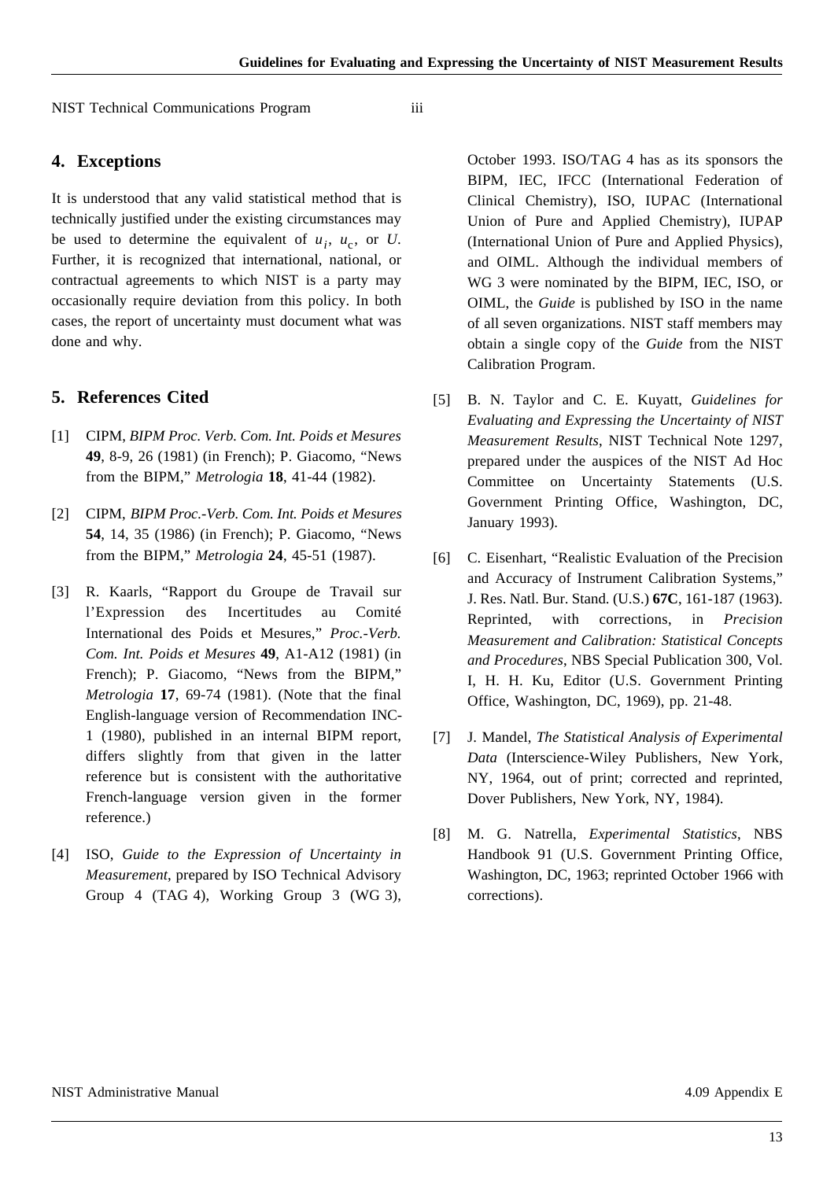NIST Technical Communications Program iii

## 4. Exceptions

It is understood that any valid statistical method that is technically justified under the existing circumstances may be used to determine the equivalent of $u_i$, $u_c$, or $U$. Further, it is recognized that international, national, or contractual agreements to which NIST is a party may occasionally require deviation from this policy. In both cases, the report of uncertainty must document what was done and why.

## 5. References Cited

[1] CIPM, *BIPM Proc. Verb. Com. Int. Poids et Mesures* **49**, 8-9, 26 (1981) (in French); P. Giacomo, "News from the BIPM," *Metrologia* **18**, 41-44 (1982).

[2] CIPM, *BIPM Proc.-Verb. Com. Int. Poids et Mesures* **54**, 14, 35 (1986) (in French); P. Giacomo, "News from the BIPM," *Metrologia* **24**, 45-51 (1987).

[3] R. Kaarls, "Rapport du Groupe de Travail sur l'Expression des Incertitudes au Comité International des Poids et Mesures," *Proc.-Verb. Com. Int. Poids et Mesures* **49**, A1-A12 (1981) (in French); P. Giacomo, "News from the BIPM," *Metrologia* **17**, 69-74 (1981). (Note that the final English-language version of Recommendation INC-1 (1980), published in an internal BIPM report, differs slightly from that given in the latter reference but is consistent with the authoritative French-language version given in the former reference.)

[4] ISO, *Guide to the Expression of Uncertainty in Measurement*, prepared by ISO Technical Advisory Group 4 (TAG 4), Working Group 3 (WG 3), October 1993. ISO/TAG 4 has as its sponsors the BIPM, IEC, IFCC (International Federation of Clinical Chemistry), ISO, IUPAC (International Union of Pure and Applied Chemistry), IUPAP (International Union of Pure and Applied Physics), and OIML. Although the individual members of WG 3 were nominated by the BIPM, IEC, ISO, or OIML, the *Guide* is published by ISO in the name of all seven organizations. NIST staff members may obtain a single copy of the *Guide* from the NIST Calibration Program.

[5] B. N. Taylor and C. E. Kuyatt, *Guidelines for Evaluating and Expressing the Uncertainty of NIST Measurement Results*, NIST Technical Note 1297, prepared under the auspices of the NIST Ad Hoc Committee on Uncertainty Statements (U.S. Government Printing Office, Washington, DC, January 1993).

[6] C. Eisenhart, "Realistic Evaluation of the Precision and Accuracy of Instrument Calibration Systems," J. Res. Natl. Bur. Stand. (U.S.) **67C**, 161-187 (1963). Reprinted, with corrections, in *Precision Measurement and Calibration: Statistical Concepts and Procedures*, NBS Special Publication 300, Vol. I, H. H. Ku, Editor (U.S. Government Printing Office, Washington, DC, 1969), pp. 21-48.

[7] J. Mandel, *The Statistical Analysis of Experimental Data* (Interscience-Wiley Publishers, New York, NY, 1964, out of print; corrected and reprinted, Dover Publishers, New York, NY, 1984).

[8] M. G. Natrella, *Experimental Statistics*, NBS Handbook 91 (U.S. Government Printing Office, Washington, DC, 1963; reprinted October 1966 with corrections).

NIST Administrative Manual 4.09 Appendix E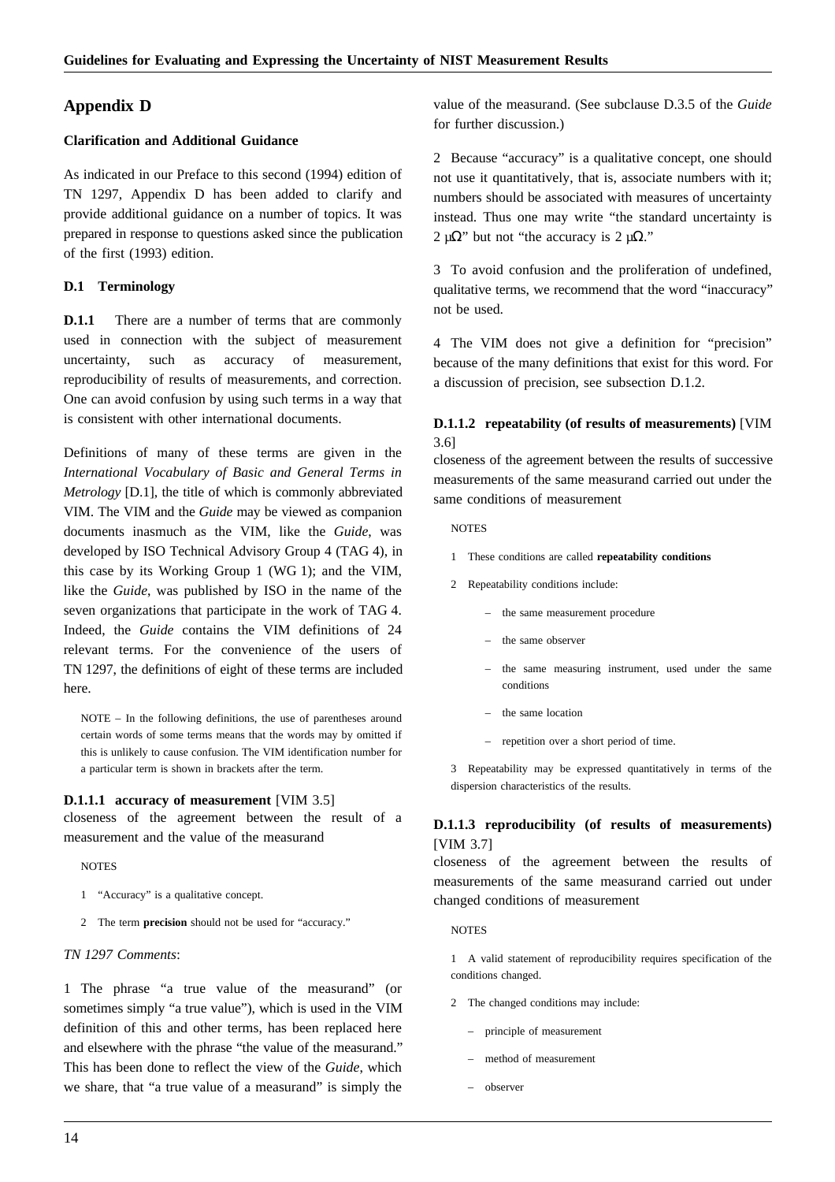## Appendix D

### Clarification and Additional Guidance

As indicated in our Preface to this second (1994) edition of TN 1297, Appendix D has been added to clarify and provide additional guidance on a number of topics. It was prepared in response to questions asked since the publication of the first (1993) edition.

### D.1 Terminology

**D.1.1** There are a number of terms that are commonly used in connection with the subject of measurement uncertainty, such as accuracy of measurement, reproducibility of results of measurements, and correction. One can avoid confusion by using such terms in a way that is consistent with other international documents.

Definitions of many of these terms are given in the *International Vocabulary of Basic and General Terms in Metrology* [D.1], the title of which is commonly abbreviated VIM. The VIM and the *Guide* may be viewed as companion documents inasmuch as the VIM, like the *Guide*, was developed by ISO Technical Advisory Group 4 (TAG 4), in this case by its Working Group 1 (WG 1); and the VIM, like the *Guide*, was published by ISO in the name of the seven organizations that participate in the work of TAG 4. Indeed, the *Guide* contains the VIM definitions of 24 relevant terms. For the convenience of the users of TN 1297, the definitions of eight of these terms are included here.

NOTE – In the following definitions, the use of parentheses around certain words of some terms means that the words may by omitted if this is unlikely to cause confusion. The VIM identification number for a particular term is shown in brackets after the term.

**D.1.1.1 accuracy of measurement** [VIM 3.5]
closeness of the agreement between the result of a measurement and the value of the measurand

NOTES

1 "Accuracy" is a qualitative concept.

2 The term **precision** should not be used for "accuracy."

*TN 1297 Comments*:

1 The phrase "a true value of the measurand" (or sometimes simply "a true value"), which is used in the VIM definition of this and other terms, has been replaced here and elsewhere with the phrase "the value of the measurand." This has been done to reflect the view of the *Guide*, which we share, that "a true value of a measurand" is simply the value of the measurand. (See subclause D.3.5 of the *Guide* for further discussion.)

2 Because "accuracy" is a qualitative concept, one should not use it quantitatively, that is, associate numbers with it; numbers should be associated with measures of uncertainty instead. Thus one may write "the standard uncertainty is 2 μΩ" but not "the accuracy is 2 μΩ."

3 To avoid confusion and the proliferation of undefined, qualitative terms, we recommend that the word "inaccuracy" not be used.

4 The VIM does not give a definition for "precision" because of the many definitions that exist for this word. For a discussion of precision, see subsection D.1.2.

**D.1.1.2 repeatability (of results of measurements)** [VIM 3.6]
closeness of the agreement between the results of successive measurements of the same measurand carried out under the same conditions of measurement

NOTES

1 These conditions are called **repeatability conditions**

2 Repeatability conditions include:

- the same measurement procedure
- the same observer
- the same measuring instrument, used under the same conditions
- the same location
- repetition over a short period of time.

3 Repeatability may be expressed quantitatively in terms of the dispersion characteristics of the results.

**D.1.1.3 reproducibility (of results of measurements)** [VIM 3.7]
closeness of the agreement between the results of measurements of the same measurand carried out under changed conditions of measurement

NOTES

1 A valid statement of reproducibility requires specification of the conditions changed.

2 The changed conditions may include:

- principle of measurement
- method of measurement
- observer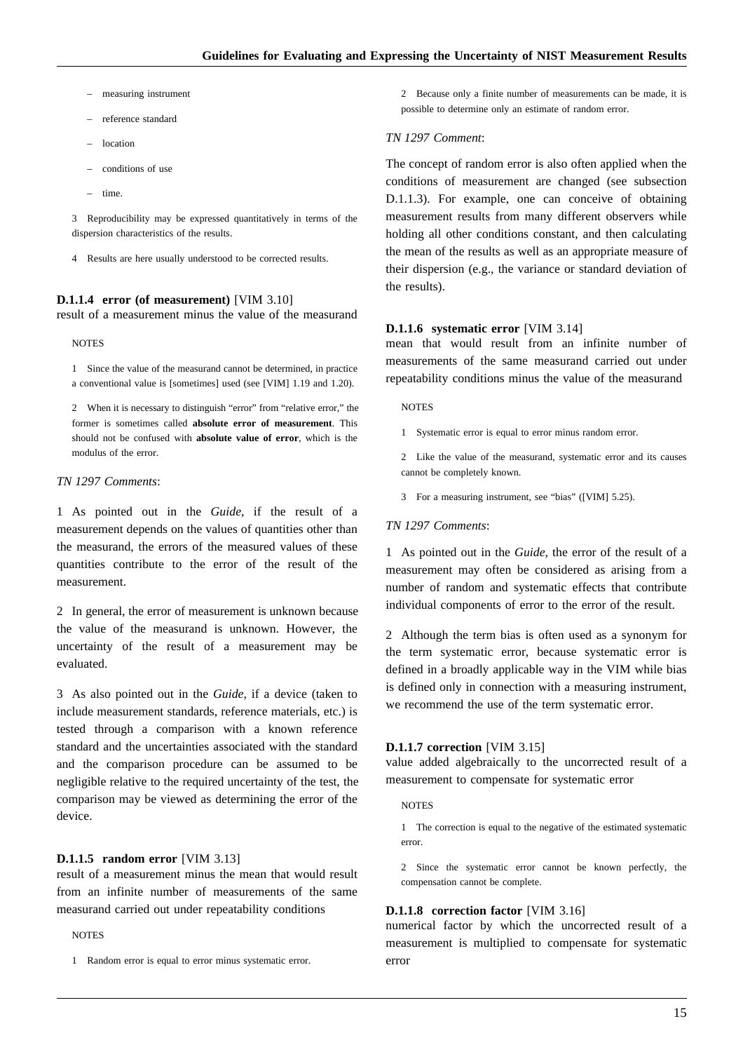– measuring instrument

– reference standard

– location

– conditions of use

– time.

3 Reproducibility may be expressed quantitatively in terms of the dispersion characteristics of the results.

4 Results are here usually understood to be corrected results.

#### D.1.1.4 error (of measurement) [VIM 3.10]

result of a measurement minus the value of the measurand

NOTES

1 Since the value of the measurand cannot be determined, in practice a conventional value is [sometimes] used (see [VIM] 1.19 and 1.20).

2 When it is necessary to distinguish "error" from "relative error," the former is sometimes called **absolute error of measurement**. This should not be confused with **absolute value of error**, which is the modulus of the error.

*TN 1297 Comments*:

1 As pointed out in the *Guide*, if the result of a measurement depends on the values of quantities other than the measurand, the errors of the measured values of these quantities contribute to the error of the result of the measurement.

2 In general, the error of measurement is unknown because the value of the measurand is unknown. However, the uncertainty of the result of a measurement may be evaluated.

3 As also pointed out in the *Guide*, if a device (taken to include measurement standards, reference materials, etc.) is tested through a comparison with a known reference standard and the uncertainties associated with the standard and the comparison procedure can be assumed to be negligible relative to the required uncertainty of the test, the comparison may be viewed as determining the error of the device.

#### D.1.1.5 random error [VIM 3.13]

result of a measurement minus the mean that would result from an infinite number of measurements of the same measurand carried out under repeatability conditions

NOTES

1 Random error is equal to error minus systematic error.

2 Because only a finite number of measurements can be made, it is possible to determine only an estimate of random error.

*TN 1297 Comment*:

The concept of random error is also often applied when the conditions of measurement are changed (see subsection D.1.1.3). For example, one can conceive of obtaining measurement results from many different observers while holding all other conditions constant, and then calculating the mean of the results as well as an appropriate measure of their dispersion (e.g., the variance or standard deviation of the results).

#### D.1.1.6 systematic error [VIM 3.14]

mean that would result from an infinite number of measurements of the same measurand carried out under repeatability conditions minus the value of the measurand

NOTES

1 Systematic error is equal to error minus random error.

2 Like the value of the measurand, systematic error and its causes cannot be completely known.

3 For a measuring instrument, see "bias" ([VIM] 5.25).

*TN 1297 Comments*:

1 As pointed out in the *Guide*, the error of the result of a measurement may often be considered as arising from a number of random and systematic effects that contribute individual components of error to the error of the result.

2 Although the term bias is often used as a synonym for the term systematic error, because systematic error is defined in a broadly applicable way in the VIM while bias is defined only in connection with a measuring instrument, we recommend the use of the term systematic error.

#### D.1.1.7 correction [VIM 3.15]

value added algebraically to the uncorrected result of a measurement to compensate for systematic error

NOTES

1 The correction is equal to the negative of the estimated systematic error.

2 Since the systematic error cannot be known perfectly, the compensation cannot be complete.

#### D.1.1.8 correction factor [VIM 3.16]

numerical factor by which the uncorrected result of a measurement is multiplied to compensate for systematic error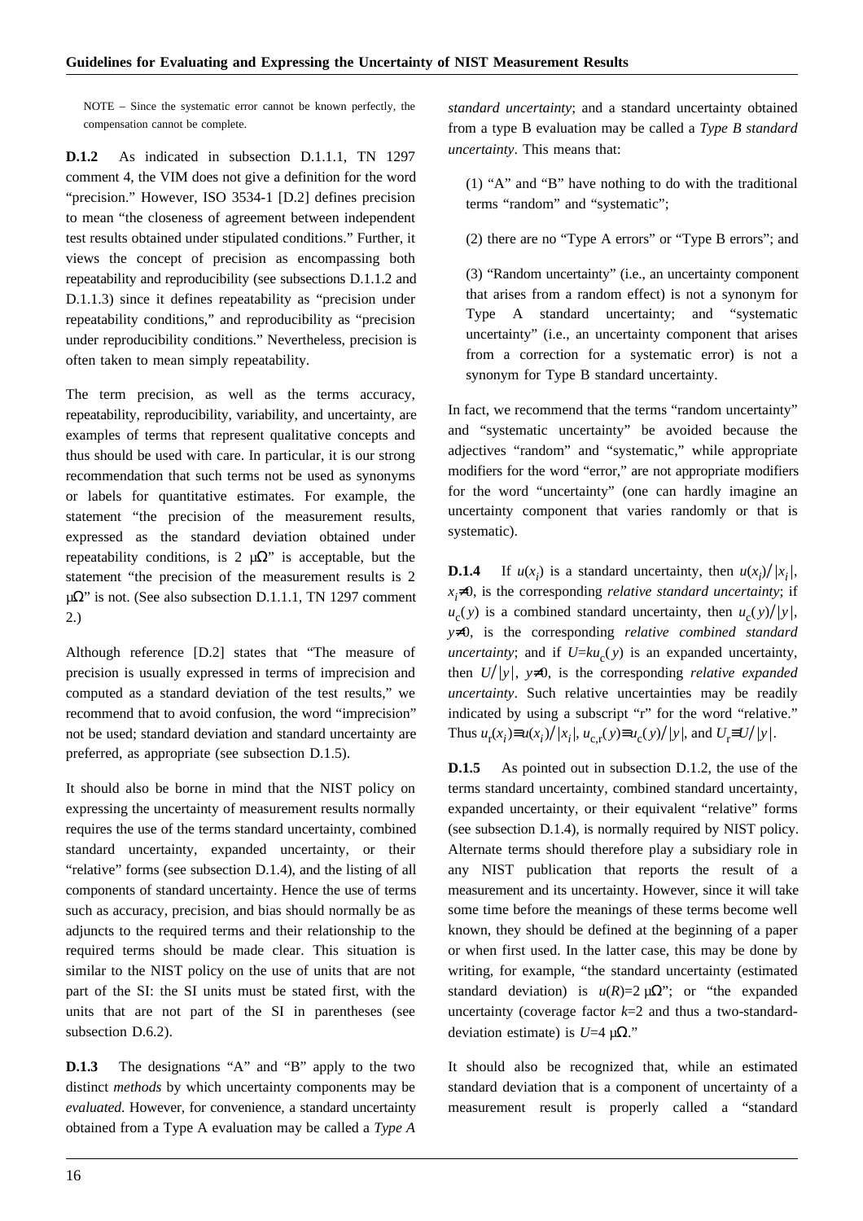NOTE – Since the systematic error cannot be known perfectly, the compensation cannot be complete.

**D.1.2** As indicated in subsection D.1.1.1, TN 1297 comment 4, the VIM does not give a definition for the word "precision." However, ISO 3534-1 [D.2] defines precision to mean "the closeness of agreement between independent test results obtained under stipulated conditions." Further, it views the concept of precision as encompassing both repeatability and reproducibility (see subsections D.1.1.2 and D.1.1.3) since it defines repeatability as "precision under repeatability conditions," and reproducibility as "precision under reproducibility conditions." Nevertheless, precision is often taken to mean simply repeatability.

The term precision, as well as the terms accuracy, repeatability, reproducibility, variability, and uncertainty, are examples of terms that represent qualitative concepts and thus should be used with care. In particular, it is our strong recommendation that such terms not be used as synonyms or labels for quantitative estimates. For example, the statement "the precision of the measurement results, expressed as the standard deviation obtained under repeatability conditions, is 2 μΩ" is acceptable, but the statement "the precision of the measurement results is 2 μΩ" is not. (See also subsection D.1.1.1, TN 1297 comment 2.)

Although reference [D.2] states that "The measure of precision is usually expressed in terms of imprecision and computed as a standard deviation of the test results," we recommend that to avoid confusion, the word "imprecision" not be used; standard deviation and standard uncertainty are preferred, as appropriate (see subsection D.1.5).

It should also be borne in mind that the NIST policy on expressing the uncertainty of measurement results normally requires the use of the terms standard uncertainty, combined standard uncertainty, expanded uncertainty, or their "relative" forms (see subsection D.1.4), and the listing of all components of standard uncertainty. Hence the use of terms such as accuracy, precision, and bias should normally be as adjuncts to the required terms and their relationship to the required terms should be made clear. This situation is similar to the NIST policy on the use of units that are not part of the SI: the SI units must be stated first, with the units that are not part of the SI in parentheses (see subsection D.6.2).

**D.1.3** The designations "A" and "B" apply to the two distinct *methods* by which uncertainty components may be *evaluated*. However, for convenience, a standard uncertainty obtained from a Type A evaluation may be called a *Type A standard uncertainty*; and a standard uncertainty obtained from a type B evaluation may be called a *Type B standard uncertainty*. This means that:

(1) "A" and "B" have nothing to do with the traditional terms "random" and "systematic";

(2) there are no "Type A errors" or "Type B errors"; and

(3) "Random uncertainty" (i.e., an uncertainty component that arises from a random effect) is not a synonym for Type A standard uncertainty; and "systematic uncertainty" (i.e., an uncertainty component that arises from a correction for a systematic error) is not a synonym for Type B standard uncertainty.

In fact, we recommend that the terms "random uncertainty" and "systematic uncertainty" be avoided because the adjectives "random" and "systematic," while appropriate modifiers for the word "error," are not appropriate modifiers for the word "uncertainty" (one can hardly imagine an uncertainty component that varies randomly or that is systematic).

**D.1.4** If $u(x_i)$ is a standard uncertainty, then $u(x_i)/|x_i|$, $x_i \neq 0$, is the corresponding *relative standard uncertainty*; if $u_c(y)$ is a combined standard uncertainty, then $u_c(y)/|y|$, $y \neq 0$, is the corresponding *relative combined standard uncertainty*; and if $U = ku_c(y)$ is an expanded uncertainty, then $U/|y|$, $y \neq 0$, is the corresponding *relative expanded uncertainty*. Such relative uncertainties may be readily indicated by using a subscript "r" for the word "relative." Thus $u_r(x_i) \equiv u(x_i)/|x_i|$, $u_{c,r}(y) \equiv u_c(y)/|y|$, and $U_r \equiv U/|y|$.

**D.1.5** As pointed out in subsection D.1.2, the use of the terms standard uncertainty, combined standard uncertainty, expanded uncertainty, or their equivalent "relative" forms (see subsection D.1.4), is normally required by NIST policy. Alternate terms should therefore play a subsidiary role in any NIST publication that reports the result of a measurement and its uncertainty. However, since it will take some time before the meanings of these terms become well known, they should be defined at the beginning of a paper or when first used. In the latter case, this may be done by writing, for example, "the standard uncertainty (estimated standard deviation) is $u(R) = 2$ μΩ"; or "the expanded uncertainty (coverage factor $k = 2$ and thus a two-standard-deviation estimate) is $U = 4$ μΩ."

It should also be recognized that, while an estimated standard deviation that is a component of uncertainty of a measurement result is properly called a "standard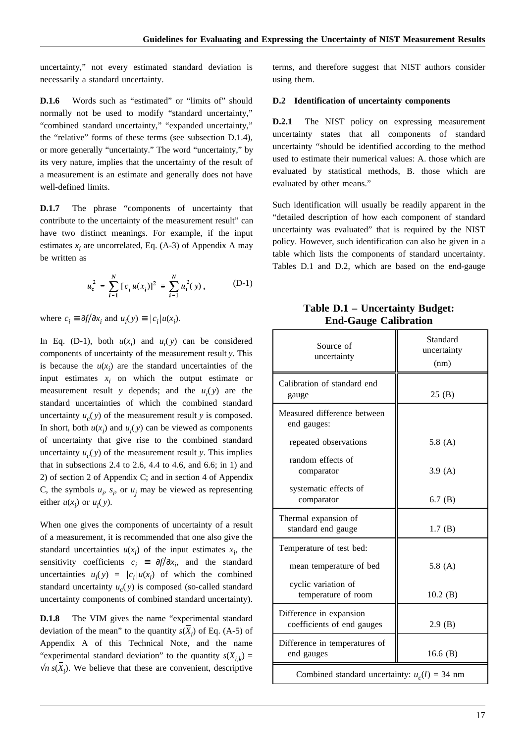uncertainty," not every estimated standard deviation is necessarily a standard uncertainty.

**D.1.6** Words such as "estimated" or "limits of" should normally not be used to modify "standard uncertainty," "combined standard uncertainty," "expanded uncertainty," the "relative" forms of these terms (see subsection D.1.4), or more generally "uncertainty." The word "uncertainty," by its very nature, implies that the uncertainty of the result of a measurement is an estimate and generally does not have well-defined limits.

**D.1.7** The phrase "components of uncertainty that contribute to the uncertainty of the measurement result" can have two distinct meanings. For example, if the input estimates $x_i$ are uncorrelated, Eq. (A-3) of Appendix A may be written as

$$u_c^2 = \sum_{i=1}^{N} [c_i u(x_i)]^2 = \sum_{i=1}^{N} u_i^2(y), \tag{D-1}$$

where $c_i \equiv \partial f / \partial x_i$ and $u_i(y) \equiv |c_i| u(x_i)$.

In Eq. (D-1), both $u(x_i)$ and $u_i(y)$ can be considered components of uncertainty of the measurement result $y$. This is because the $u(x_i)$ are the standard uncertainties of the input estimates $x_i$ on which the output estimate or measurement result $y$ depends; and the $u_i(y)$ are the standard uncertainties of which the combined standard uncertainty $u_c(y)$ of the measurement result $y$ is composed. In short, both $u(x_i)$ and $u_i(y)$ can be viewed as components of uncertainty that give rise to the combined standard uncertainty $u_c(y)$ of the measurement result $y$. This implies that in subsections 2.4 to 2.6, 4.4 to 4.6, and 6.6; in 1) and 2) of section 2 of Appendix C; and in section 4 of Appendix C, the symbols $u_i$, $s_i$, or $u_j$ may be viewed as representing either $u(x_i)$ or $u_i(y)$.

When one gives the components of uncertainty of a result of a measurement, it is recommended that one also give the standard uncertainties $u(x_i)$ of the input estimates $x_i$, the sensitivity coefficients $c_i \equiv \partial f / \partial x_i$, and the standard uncertainties $u_i(y) = |c_i| u(x_i)$ of which the combined standard uncertainty $u_c(y)$ is composed (so-called standard uncertainty components of combined standard uncertainty).

**D.1.8** The VIM gives the name "experimental standard deviation of the mean" to the quantity $s(\overline{X}_i)$ of Eq. (A-5) of Appendix A of this Technical Note, and the name "experimental standard deviation" to the quantity $s(X_{i,k}) = \sqrt{n}\, s(\overline{X}_i)$. We believe that these are convenient, descriptive terms, and therefore suggest that NIST authors consider using them.

**D.2 Identification of uncertainty components**

**D.2.1** The NIST policy on expressing measurement uncertainty states that all components of standard uncertainty "should be identified according to the method used to estimate their numerical values: A. those which are evaluated by statistical methods, B. those which are evaluated by other means."

Such identification will usually be readily apparent in the "detailed description of how each component of standard uncertainty was evaluated" that is required by the NIST policy. However, such identification can also be given in a table which lists the components of standard uncertainty. Tables D.1 and D.2, which are based on the end-gauge

**Table D.1 – Uncertainty Budget: End-Gauge Calibration**

| Source of uncertainty | Standard uncertainty (nm) |
|---|---|
| Calibration of standard end gauge | 25 (B) |
| Measured difference between end gauges: | |
| repeated observations | 5.8 (A) |
| random effects of comparator | 3.9 (A) |
| systematic effects of comparator | 6.7 (B) |
| Thermal expansion of standard end gauge | 1.7 (B) |
| Temperature of test bed: | |
| mean temperature of bed | 5.8 (A) |
| cyclic variation of temperature of room | 10.2 (B) |
| Difference in expansion coefficients of end gauges | 2.9 (B) |
| Difference in temperatures of end gauges | 16.6 (B) |
| Combined standard uncertainty: $u_c(l) = 34$ nm | |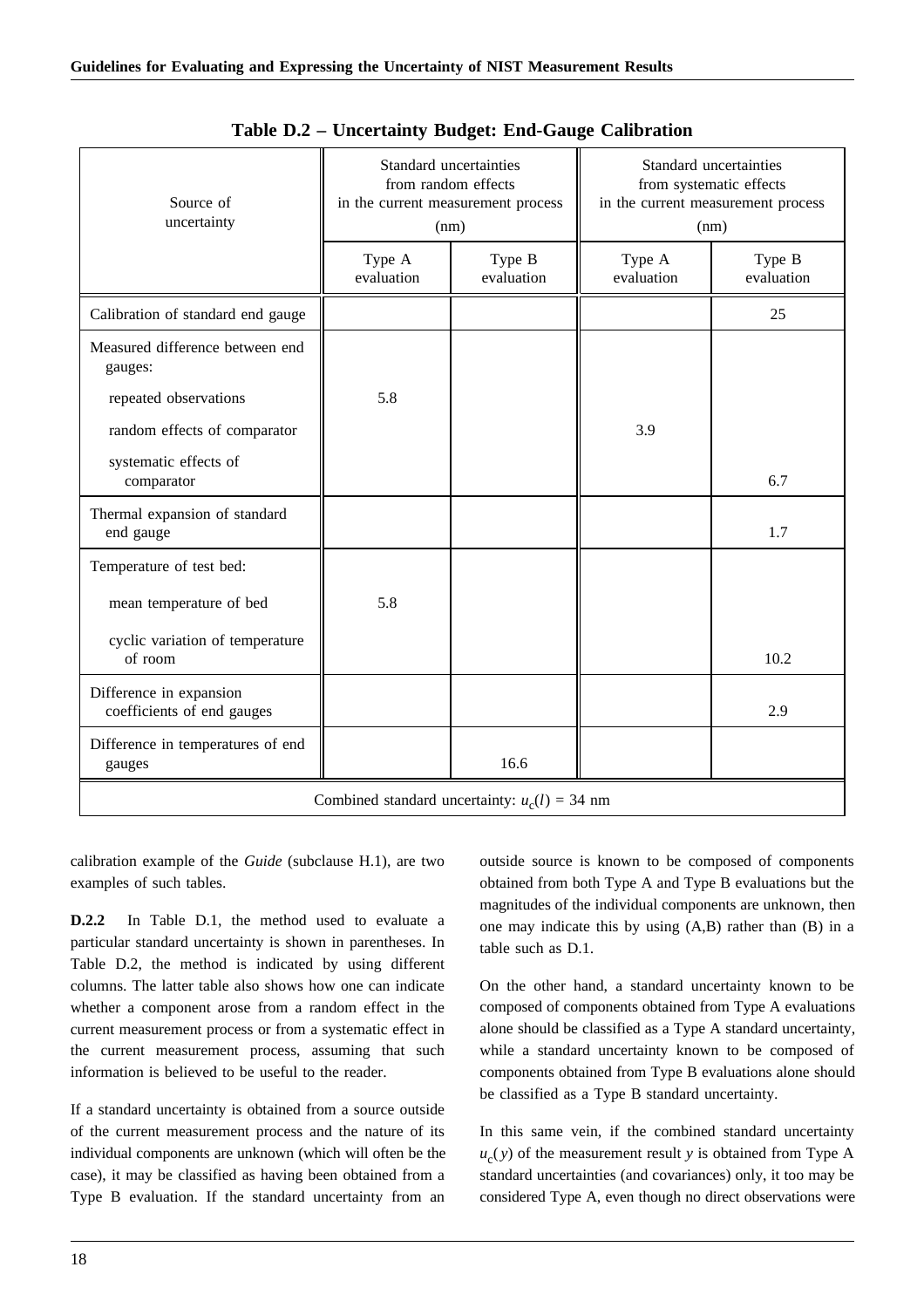**Table D.2 – Uncertainty Budget: End-Gauge Calibration**

| Source of uncertainty | Standard uncertainties from random effects in the current measurement process (nm) | | Standard uncertainties from systematic effects in the current measurement process (nm) | |
|---|---|---|---|---|
| | Type A evaluation | Type B evaluation | Type A evaluation | Type B evaluation |
| Calibration of standard end gauge | | | | 25 |
| Measured difference between end gauges: | | | | |
| repeated observations | 5.8 | | | |
| random effects of comparator | | | 3.9 | |
| systematic effects of comparator | | | | 6.7 |
| Thermal expansion of standard end gauge | | | | 1.7 |
| Temperature of test bed: | | | | |
| mean temperature of bed | 5.8 | | | |
| cyclic variation of temperature of room | | | | 10.2 |
| Difference in expansion coefficients of end gauges | | | | 2.9 |
| Difference in temperatures of end gauges | | 16.6 | | |
| Combined standard uncertainty: $u_c(l)$ = 34 nm | | | | |

calibration example of the *Guide* (subclause H.1), are two examples of such tables.

**D.2.2** In Table D.1, the method used to evaluate a particular standard uncertainty is shown in parentheses. In Table D.2, the method is indicated by using different columns. The latter table also shows how one can indicate whether a component arose from a random effect in the current measurement process or from a systematic effect in the current measurement process, assuming that such information is believed to be useful to the reader.

If a standard uncertainty is obtained from a source outside of the current measurement process and the nature of its individual components are unknown (which will often be the case), it may be classified as having been obtained from a Type B evaluation. If the standard uncertainty from an outside source is known to be composed of components obtained from both Type A and Type B evaluations but the magnitudes of the individual components are unknown, then one may indicate this by using (A,B) rather than (B) in a table such as D.1.

On the other hand, a standard uncertainty known to be composed of components obtained from Type A evaluations alone should be classified as a Type A standard uncertainty, while a standard uncertainty known to be composed of components obtained from Type B evaluations alone should be classified as a Type B standard uncertainty.

In this same vein, if the combined standard uncertainty $u_c(y)$ of the measurement result $y$ is obtained from Type A standard uncertainties (and covariances) only, it too may be considered Type A, even though no direct observations were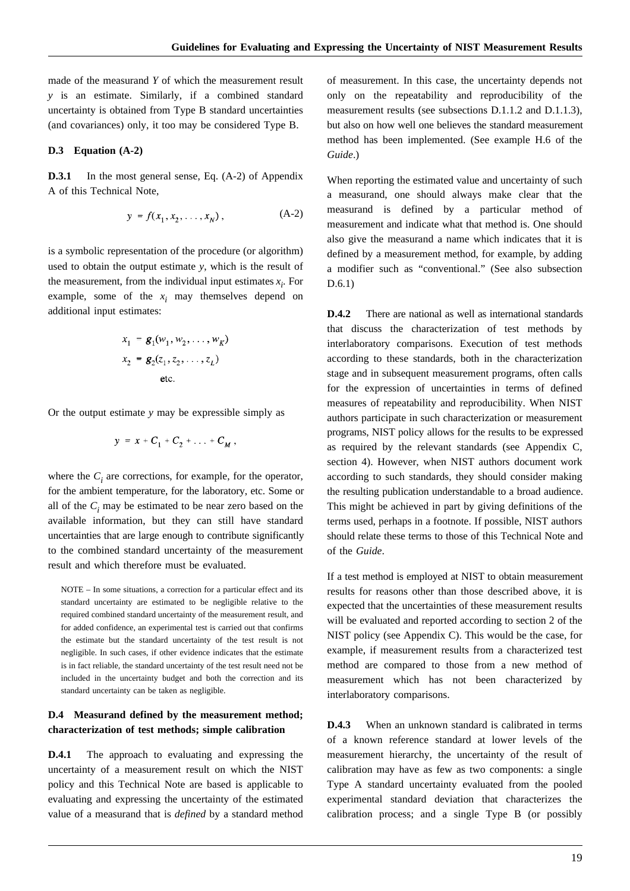made of the measurand $Y$ of which the measurement result $y$ is an estimate. Similarly, if a combined standard uncertainty is obtained from Type B standard uncertainties (and covariances) only, it too may be considered Type B.

### D.3 Equation (A-2)

**D.3.1** In the most general sense, Eq. (A-2) of Appendix A of this Technical Note,

$$y = f(x_1, x_2, \ldots, x_N)\,, \tag{A-2}$$

is a symbolic representation of the procedure (or algorithm) used to obtain the output estimate $y$, which is the result of the measurement, from the individual input estimates $x_i$. For example, some of the $x_i$ may themselves depend on additional input estimates:

$$x_1 = g_1(w_1, w_2, \ldots, w_K)$$
$$x_2 = g_2(z_1, z_2, \ldots, z_L)$$
$$\text{etc.}$$

Or the output estimate $y$ may be expressible simply as

$$y = x + C_1 + C_2 + \ldots + C_M\,,$$

where the $C_i$ are corrections, for example, for the operator, for the ambient temperature, for the laboratory, etc. Some or all of the $C_i$ may be estimated to be near zero based on the available information, but they can still have standard uncertainties that are large enough to contribute significantly to the combined standard uncertainty of the measurement result and which therefore must be evaluated.

NOTE – In some situations, a correction for a particular effect and its standard uncertainty are estimated to be negligible relative to the required combined standard uncertainty of the measurement result, and for added confidence, an experimental test is carried out that confirms the estimate but the standard uncertainty of the test result is not negligible. In such cases, if other evidence indicates that the estimate is in fact reliable, the standard uncertainty of the test result need not be included in the uncertainty budget and both the correction and its standard uncertainty can be taken as negligible.

### D.4 Measurand defined by the measurement method; characterization of test methods; simple calibration

**D.4.1** The approach to evaluating and expressing the uncertainty of a measurement result on which the NIST policy and this Technical Note are based is applicable to evaluating and expressing the uncertainty of the estimated value of a measurand that is *defined* by a standard method of measurement. In this case, the uncertainty depends not only on the repeatability and reproducibility of the measurement results (see subsections D.1.1.2 and D.1.1.3), but also on how well one believes the standard measurement method has been implemented. (See example H.6 of the *Guide*.)

When reporting the estimated value and uncertainty of such a measurand, one should always make clear that the measurand is defined by a particular method of measurement and indicate what that method is. One should also give the measurand a name which indicates that it is defined by a measurement method, for example, by adding a modifier such as "conventional." (See also subsection D.6.1)

**D.4.2** There are national as well as international standards that discuss the characterization of test methods by interlaboratory comparisons. Execution of test methods according to these standards, both in the characterization stage and in subsequent measurement programs, often calls for the expression of uncertainties in terms of defined measures of repeatability and reproducibility. When NIST authors participate in such characterization or measurement programs, NIST policy allows for the results to be expressed as required by the relevant standards (see Appendix C, section 4). However, when NIST authors document work according to such standards, they should consider making the resulting publication understandable to a broad audience. This might be achieved in part by giving definitions of the terms used, perhaps in a footnote. If possible, NIST authors should relate these terms to those of this Technical Note and of the *Guide*.

If a test method is employed at NIST to obtain measurement results for reasons other than those described above, it is expected that the uncertainties of these measurement results will be evaluated and reported according to section 2 of the NIST policy (see Appendix C). This would be the case, for example, if measurement results from a characterized test method are compared to those from a new method of measurement which has not been characterized by interlaboratory comparisons.

**D.4.3** When an unknown standard is calibrated in terms of a known reference standard at lower levels of the measurement hierarchy, the uncertainty of the result of calibration may have as few as two components: a single Type A standard uncertainty evaluated from the pooled experimental standard deviation that characterizes the calibration process; and a single Type B (or possibly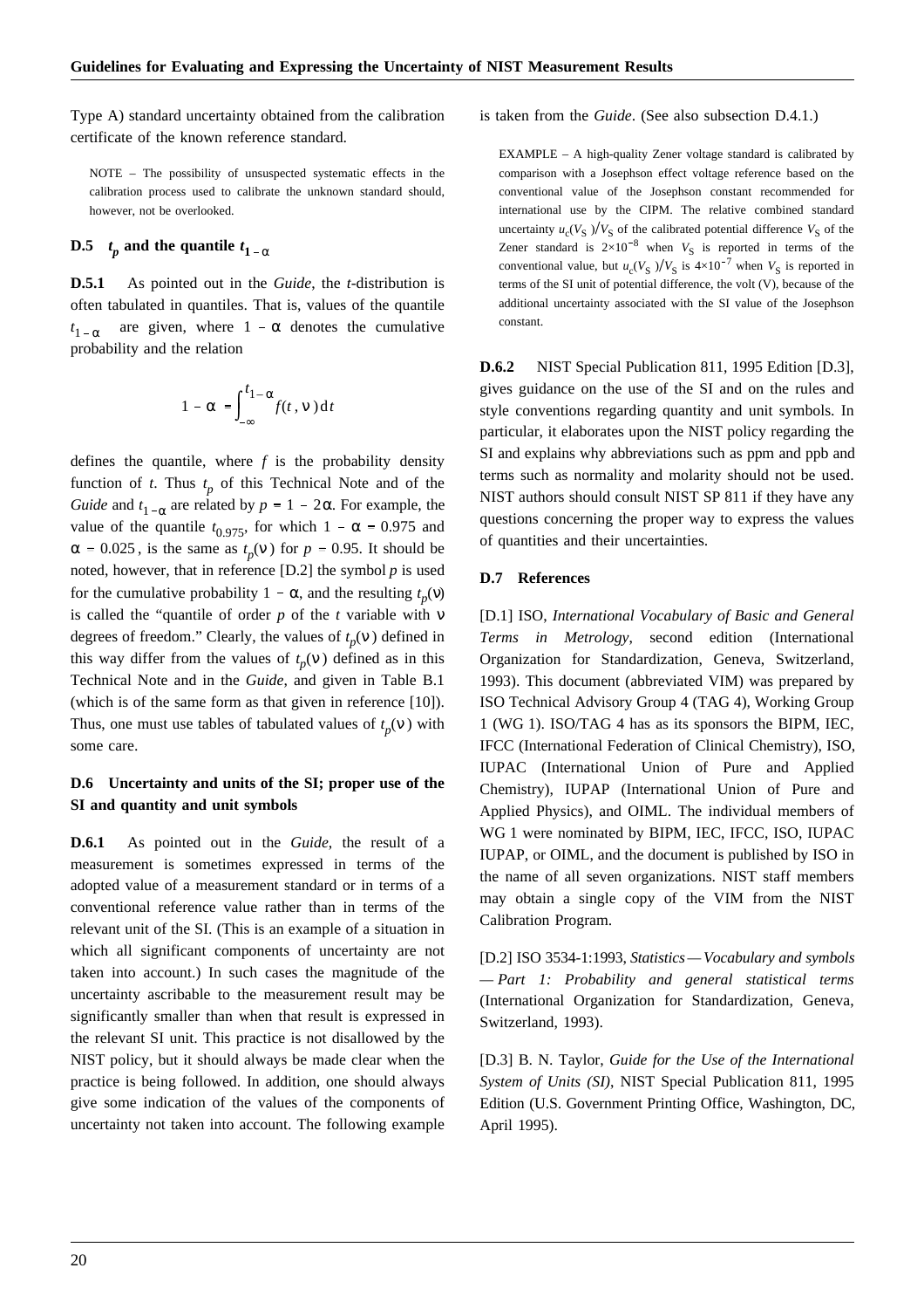Type A) standard uncertainty obtained from the calibration certificate of the known reference standard.

NOTE – The possibility of unsuspected systematic effects in the calibration process used to calibrate the unknown standard should, however, not be overlooked.

### D.5 $t_p$ and the quantile $t_{1-\alpha}$

**D.5.1** As pointed out in the *Guide*, the *t*-distribution is often tabulated in quantiles. That is, values of the quantile $t_{1-\alpha}$ are given, where $1 - \alpha$ denotes the cumulative probability and the relation

$$1 - \alpha = \int_{-\infty}^{t_{1-\alpha}} f(t, \nu)\,\mathrm{d}t$$

defines the quantile, where $f$ is the probability density function of $t$. Thus $t_p$ of this Technical Note and of the *Guide* and $t_{1-\alpha}$ are related by $p = 1 - 2\alpha$. For example, the value of the quantile $t_{0.975}$, for which $1 - \alpha = 0.975$ and $\alpha = 0.025$, is the same as $t_p(\nu)$ for $p = 0.95$. It should be noted, however, that in reference [D.2] the symbol $p$ is used for the cumulative probability $1 - \alpha$, and the resulting $t_p(\nu)$ is called the "quantile of order $p$ of the $t$ variable with $\nu$ degrees of freedom." Clearly, the values of $t_p(\nu)$ defined in this way differ from the values of $t_p(\nu)$ defined as in this Technical Note and in the *Guide*, and given in Table B.1 (which is of the same form as that given in reference [10]). Thus, one must use tables of tabulated values of $t_p(\nu)$ with some care.

### D.6 Uncertainty and units of the SI; proper use of the SI and quantity and unit symbols

**D.6.1** As pointed out in the *Guide*, the result of a measurement is sometimes expressed in terms of the adopted value of a measurement standard or in terms of a conventional reference value rather than in terms of the relevant unit of the SI. (This is an example of a situation in which all significant components of uncertainty are not taken into account.) In such cases the magnitude of the uncertainty ascribable to the measurement result may be significantly smaller than when that result is expressed in the relevant SI unit. This practice is not disallowed by the NIST policy, but it should always be made clear when the practice is being followed. In addition, one should always give some indication of the values of the components of uncertainty not taken into account. The following example is taken from the *Guide*. (See also subsection D.4.1.)

EXAMPLE – A high-quality Zener voltage standard is calibrated by comparison with a Josephson effect voltage reference based on the conventional value of the Josephson constant recommended for international use by the CIPM. The relative combined standard uncertainty $u_c(V_S)/V_S$ of the calibrated potential difference $V_S$ of the Zener standard is $2\times10^{-8}$ when $V_S$ is reported in terms of the conventional value, but $u_c(V_S)/V_S$ is $4\times10^{-7}$ when $V_S$ is reported in terms of the SI unit of potential difference, the volt (V), because of the additional uncertainty associated with the SI value of the Josephson constant.

**D.6.2** NIST Special Publication 811, 1995 Edition [D.3], gives guidance on the use of the SI and on the rules and style conventions regarding quantity and unit symbols. In particular, it elaborates upon the NIST policy regarding the SI and explains why abbreviations such as ppm and ppb and terms such as normality and molarity should not be used. NIST authors should consult NIST SP 811 if they have any questions concerning the proper way to express the values of quantities and their uncertainties.

### D.7 References

[D.1] ISO, *International Vocabulary of Basic and General Terms in Metrology*, second edition (International Organization for Standardization, Geneva, Switzerland, 1993). This document (abbreviated VIM) was prepared by ISO Technical Advisory Group 4 (TAG 4), Working Group 1 (WG 1). ISO/TAG 4 has as its sponsors the BIPM, IEC, IFCC (International Federation of Clinical Chemistry), ISO, IUPAC (International Union of Pure and Applied Chemistry), IUPAP (International Union of Pure and Applied Physics), and OIML. The individual members of WG 1 were nominated by BIPM, IEC, IFCC, ISO, IUPAC IUPAP, or OIML, and the document is published by ISO in the name of all seven organizations. NIST staff members may obtain a single copy of the VIM from the NIST Calibration Program.

[D.2] ISO 3534-1:1993, *Statistics — Vocabulary and symbols — Part 1: Probability and general statistical terms* (International Organization for Standardization, Geneva, Switzerland, 1993).

[D.3] B. N. Taylor, *Guide for the Use of the International System of Units (SI)*, NIST Special Publication 811, 1995 Edition (U.S. Government Printing Office, Washington, DC, April 1995).